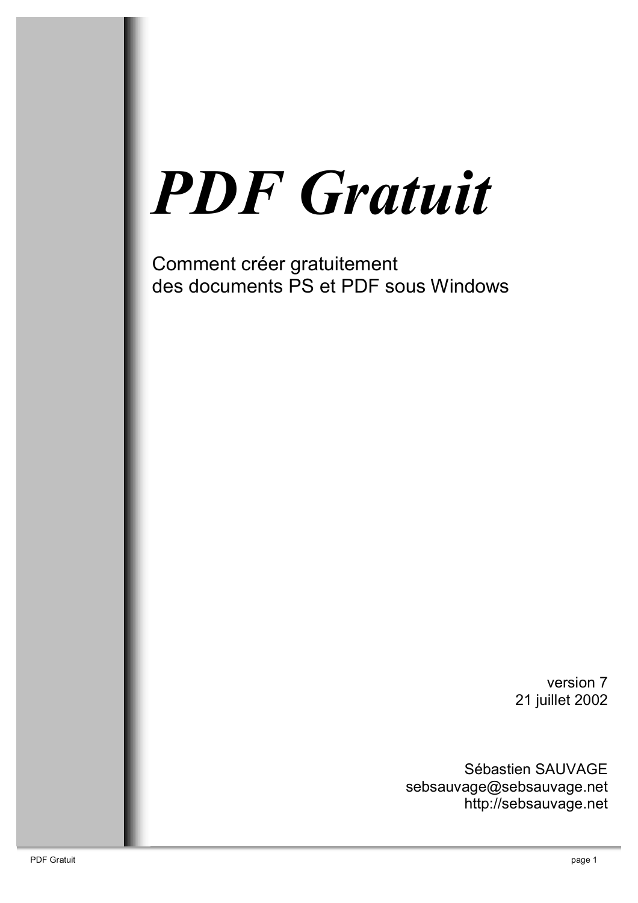# *PDF Gratuit*

Comment créer gratuitement
des documents PS et PDF sous Windows

version 7
21 juillet 2002

Sébastien SAUVAGE
sebsauvage@sebsauvage.net
http://sebsauvage.net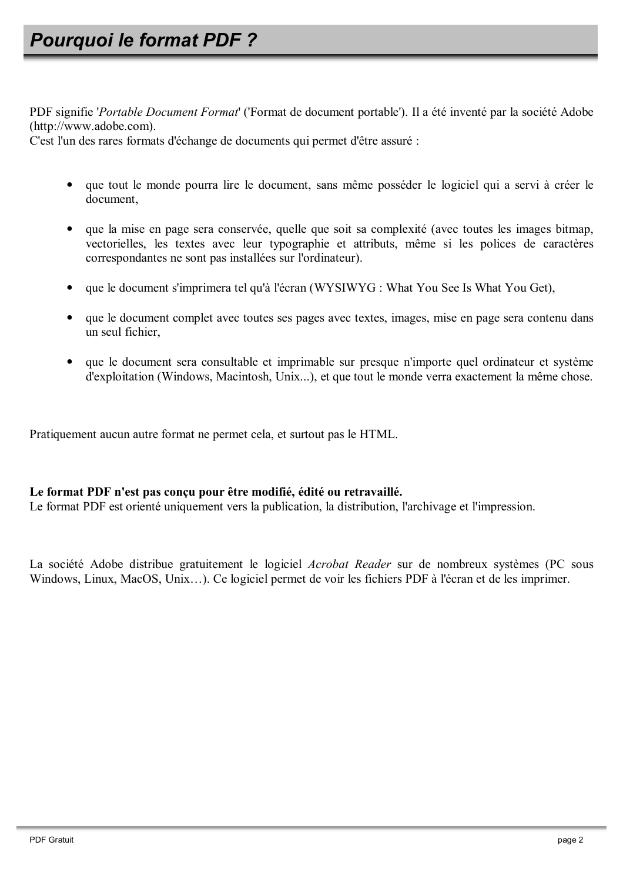# *Pourquoi le format PDF ?*

PDF signifie '*Portable Document Format*' ('Format de document portable'). Il a été inventé par la société Adobe (http://www.adobe.com).
C'est l'un des rares formats d'échange de documents qui permet d'être assuré :

- que tout le monde pourra lire le document, sans même posséder le logiciel qui a servi à créer le document,
- que la mise en page sera conservée, quelle que soit sa complexité (avec toutes les images bitmap, vectorielles, les textes avec leur typographie et attributs, même si les polices de caractères correspondantes ne sont pas installées sur l'ordinateur).
- que le document s'imprimera tel qu'à l'écran (WYSIWYG : What You See Is What You Get),
- que le document complet avec toutes ses pages avec textes, images, mise en page sera contenu dans un seul fichier,
- que le document sera consultable et imprimable sur presque n'importe quel ordinateur et système d'exploitation (Windows, Macintosh, Unix...), et que tout le monde verra exactement la même chose.

Pratiquement aucun autre format ne permet cela, et surtout pas le HTML.

**Le format PDF n'est pas conçu pour être modifié, édité ou retravaillé.**
Le format PDF est orienté uniquement vers la publication, la distribution, l'archivage et l'impression.

La société Adobe distribue gratuitement le logiciel *Acrobat Reader* sur de nombreux systèmes (PC sous Windows, Linux, MacOS, Unix…). Ce logiciel permet de voir les fichiers PDF à l'écran et de les imprimer.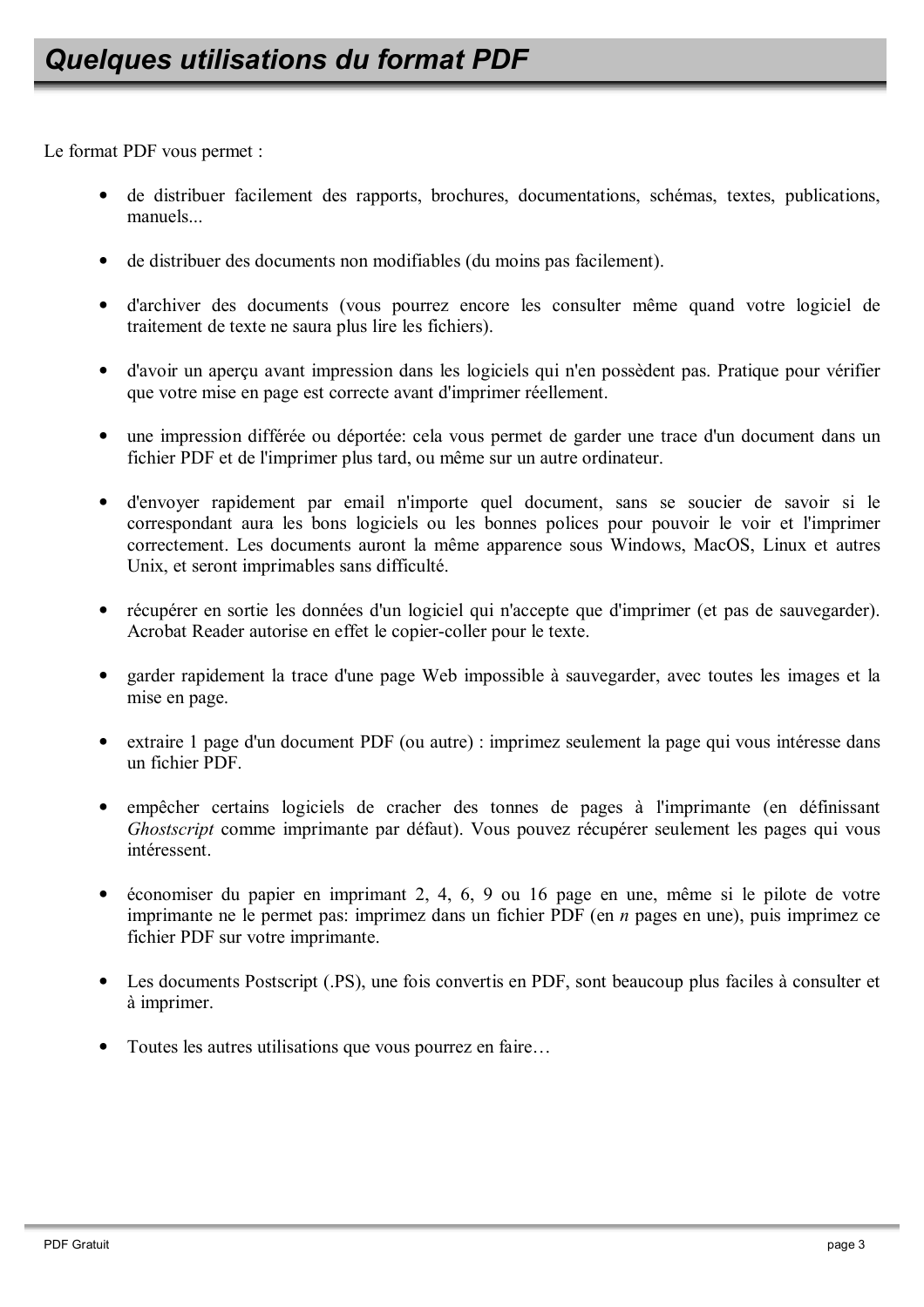## Quelques utilisations du format PDF

Le format PDF vous permet :

- de distribuer facilement des rapports, brochures, documentations, schémas, textes, publications, manuels...
- de distribuer des documents non modifiables (du moins pas facilement).
- d'archiver des documents (vous pourrez encore les consulter même quand votre logiciel de traitement de texte ne saura plus lire les fichiers).
- d'avoir un aperçu avant impression dans les logiciels qui n'en possèdent pas. Pratique pour vérifier que votre mise en page est correcte avant d'imprimer réellement.
- une impression différée ou déportée: cela vous permet de garder une trace d'un document dans un fichier PDF et de l'imprimer plus tard, ou même sur un autre ordinateur.
- d'envoyer rapidement par email n'importe quel document, sans se soucier de savoir si le correspondant aura les bons logiciels ou les bonnes polices pour pouvoir le voir et l'imprimer correctement. Les documents auront la même apparence sous Windows, MacOS, Linux et autres Unix, et seront imprimables sans difficulté.
- récupérer en sortie les données d'un logiciel qui n'accepte que d'imprimer (et pas de sauvegarder). Acrobat Reader autorise en effet le copier-coller pour le texte.
- garder rapidement la trace d'une page Web impossible à sauvegarder, avec toutes les images et la mise en page.
- extraire 1 page d'un document PDF (ou autre) : imprimez seulement la page qui vous intéresse dans un fichier PDF.
- empêcher certains logiciels de cracher des tonnes de pages à l'imprimante (en définissant *Ghostscript* comme imprimante par défaut). Vous pouvez récupérer seulement les pages qui vous intéressent.
- économiser du papier en imprimant 2, 4, 6, 9 ou 16 page en une, même si le pilote de votre imprimante ne le permet pas: imprimez dans un fichier PDF (en *n* pages en une), puis imprimez ce fichier PDF sur votre imprimante.
- Les documents Postscript (.PS), une fois convertis en PDF, sont beaucoup plus faciles à consulter et à imprimer.
- Toutes les autres utilisations que vous pourrez en faire…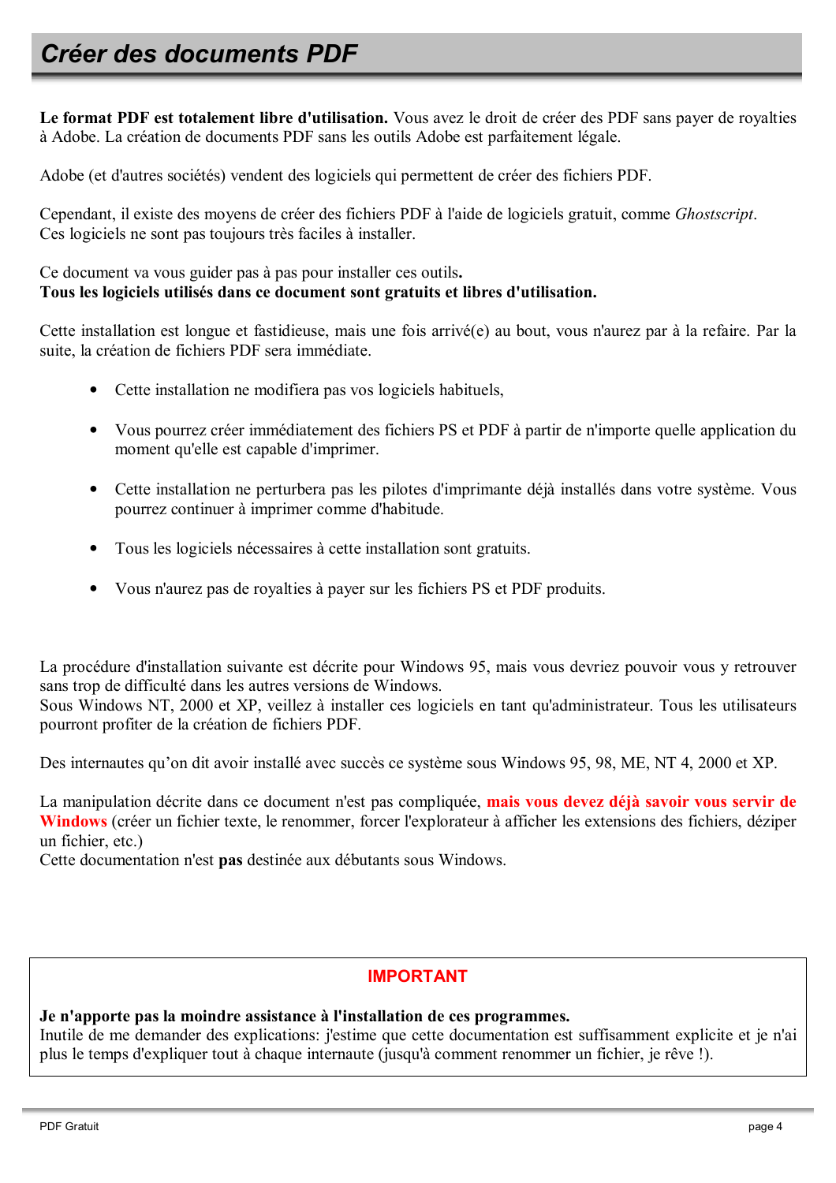# Créer des documents PDF

**Le format PDF est totalement libre d'utilisation.** Vous avez le droit de créer des PDF sans payer de royalties à Adobe. La création de documents PDF sans les outils Adobe est parfaitement légale.

Adobe (et d'autres sociétés) vendent des logiciels qui permettent de créer des fichiers PDF.

Cependant, il existe des moyens de créer des fichiers PDF à l'aide de logiciels gratuit, comme *Ghostscript*.
Ces logiciels ne sont pas toujours très faciles à installer.

Ce document va vous guider pas à pas pour installer ces outils.
**Tous les logiciels utilisés dans ce document sont gratuits et libres d'utilisation.**

Cette installation est longue et fastidieuse, mais une fois arrivé(e) au bout, vous n'aurez par à la refaire. Par la suite, la création de fichiers PDF sera immédiate.

- Cette installation ne modifiera pas vos logiciels habituels,
- Vous pourrez créer immédiatement des fichiers PS et PDF à partir de n'importe quelle application du moment qu'elle est capable d'imprimer.
- Cette installation ne perturbera pas les pilotes d'imprimante déjà installés dans votre système. Vous pourrez continuer à imprimer comme d'habitude.
- Tous les logiciels nécessaires à cette installation sont gratuits.
- Vous n'aurez pas de royalties à payer sur les fichiers PS et PDF produits.

La procédure d'installation suivante est décrite pour Windows 95, mais vous devriez pouvoir vous y retrouver sans trop de difficulté dans les autres versions de Windows.
Sous Windows NT, 2000 et XP, veillez à installer ces logiciels en tant qu'administrateur. Tous les utilisateurs pourront profiter de la création de fichiers PDF.

Des internautes qu'on dit avoir installé avec succès ce système sous Windows 95, 98, ME, NT 4, 2000 et XP.

La manipulation décrite dans ce document n'est pas compliquée, **mais vous devez déjà savoir vous servir de Windows** (créer un fichier texte, le renommer, forcer l'explorateur à afficher les extensions des fichiers, déziper un fichier, etc.)
Cette documentation n'est **pas** destinée aux débutants sous Windows.

**IMPORTANT**

**Je n'apporte pas la moindre assistance à l'installation de ces programmes.**
Inutile de me demander des explications: j'estime que cette documentation est suffisamment explicite et je n'ai plus le temps d'expliquer tout à chaque internaute (jusqu'à comment renommer un fichier, je rêve !).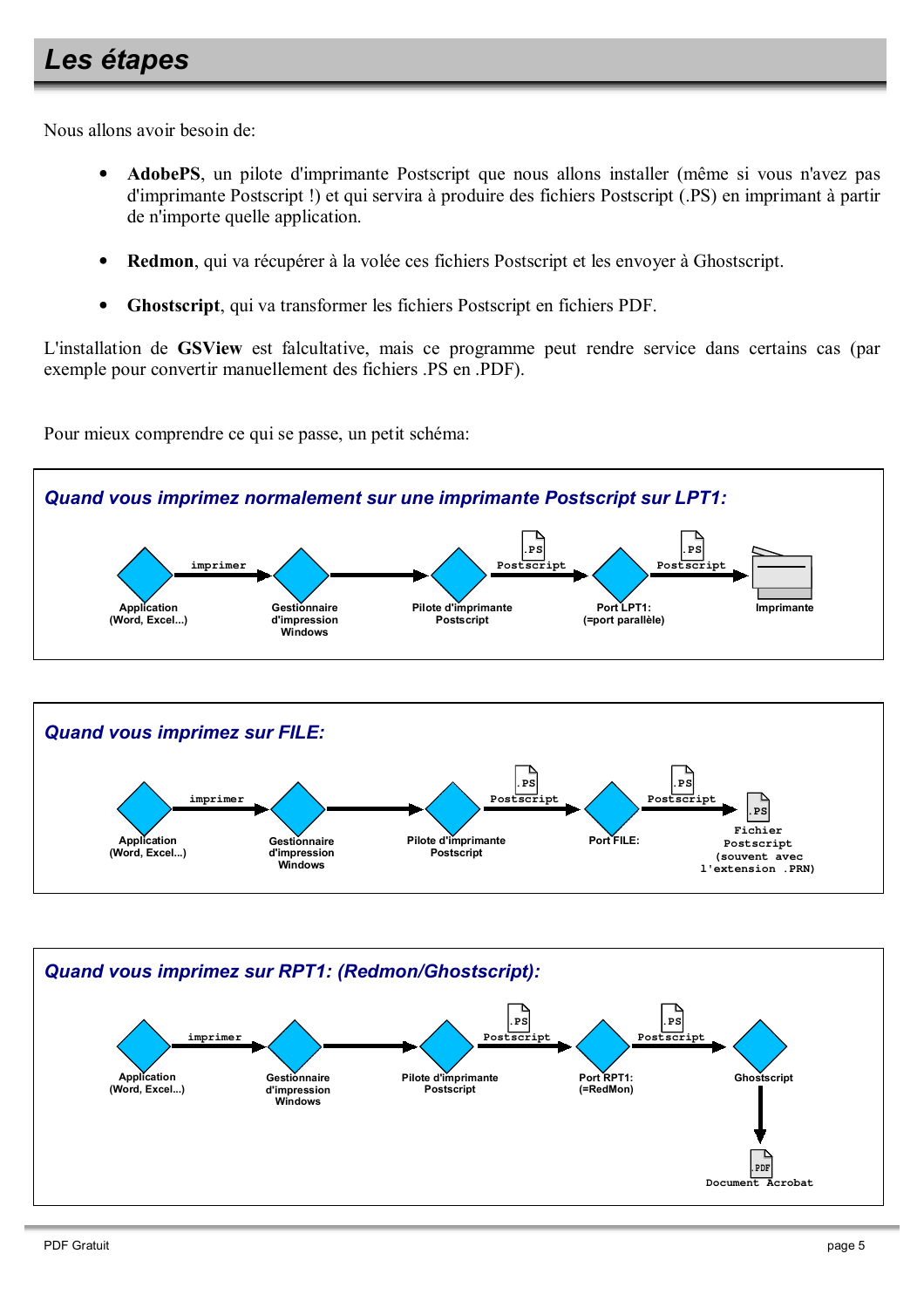# Les étapes

Nous allons avoir besoin de:

- **AdobePS**, un pilote d'imprimante Postscript que nous allons installer (même si vous n'avez pas d'imprimante Postscript !) et qui servira à produire des fichiers Postscript (.PS) en imprimant à partir de n'importe quelle application.
- **Redmon**, qui va récupérer à la volée ces fichiers Postscript et les envoyer à Ghostscript.
- **Ghostscript**, qui va transformer les fichiers Postscript en fichiers PDF.

L'installation de **GSView** est falcultative, mais ce programme peut rendre service dans certains cas (par exemple pour convertir manuellement des fichiers .PS en .PDF).

Pour mieux comprendre ce qui se passe, un petit schéma:

***Quand vous imprimez normalement sur une imprimante Postscript sur LPT1:***

Application (Word, Excel...) → imprimer → Gestionnaire d'impression Windows → Pilote d'imprimante Postscript → .PS Postscript → Port LPT1: (=port parallèle) → .PS Postscript → Imprimante

***Quand vous imprimez sur FILE:***

Application (Word, Excel...) → imprimer → Gestionnaire d'impression Windows → Pilote d'imprimante Postscript → .PS Postscript → Port FILE: → .PS Postscript → .PS Fichier Postscript (souvent avec l'extension .PRN)

***Quand vous imprimez sur RPT1: (Redmon/Ghostscript):***

Application (Word, Excel...) → imprimer → Gestionnaire d'impression Windows → Pilote d'imprimante Postscript → .PS Postscript → Port RPT1: (=RedMon) → .PS Postscript → Ghostscript → .PDF Document Acrobat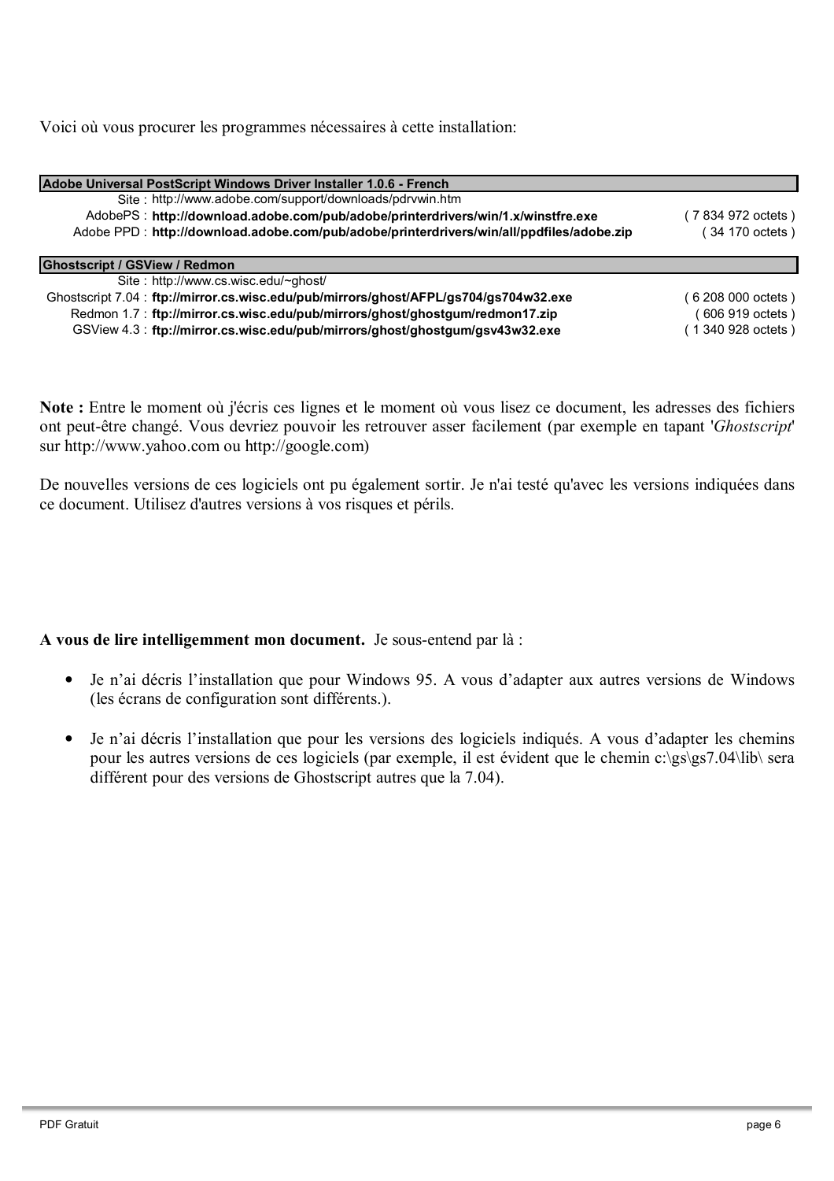Voici où vous procurer les programmes nécessaires à cette installation:

| Adobe Universal PostScript Windows Driver Installer 1.0.6 - French | | |
|---|---|---|
| Site : | http://www.adobe.com/support/downloads/pdrvwin.htm | |
| AdobePS : | **http://download.adobe.com/pub/adobe/printerdrivers/win/1.x/winstfre.exe** | ( 7 834 972 octets ) |
| Adobe PPD : | **http://download.adobe.com/pub/adobe/printerdrivers/win/all/ppdfiles/adobe.zip** | ( 34 170 octets ) |

| Ghostscript / GSView / Redmon | | |
|---|---|---|
| Site : | http://www.cs.wisc.edu/~ghost/ | |
| Ghostscript 7.04 : | **ftp://mirror.cs.wisc.edu/pub/mirrors/ghost/AFPL/gs704/gs704w32.exe** | ( 6 208 000 octets ) |
| Redmon 1.7 : | **ftp://mirror.cs.wisc.edu/pub/mirrors/ghost/ghostgum/redmon17.zip** | ( 606 919 octets ) |
| GSView 4.3 : | **ftp://mirror.cs.wisc.edu/pub/mirrors/ghost/ghostgum/gsv43w32.exe** | ( 1 340 928 octets ) |

**Note :** Entre le moment où j'écris ces lignes et le moment où vous lisez ce document, les adresses des fichiers ont peut-être changé. Vous devriez pouvoir les retrouver asser facilement (par exemple en tapant '*Ghostscript*' sur http://www.yahoo.com ou http://google.com)

De nouvelles versions de ces logiciels ont pu également sortir. Je n'ai testé qu'avec les versions indiquées dans ce document. Utilisez d'autres versions à vos risques et périls.

**A vous de lire intelligemment mon document.** Je sous-entend par là :

- Je n'ai décris l'installation que pour Windows 95. A vous d'adapter aux autres versions de Windows (les écrans de configuration sont différents.).

- Je n'ai décris l'installation que pour les versions des logiciels indiqués. A vous d'adapter les chemins pour les autres versions de ces logiciels (par exemple, il est évident que le chemin c:\gs\gs7.04\lib\ sera différent pour des versions de Ghostscript autres que la 7.04).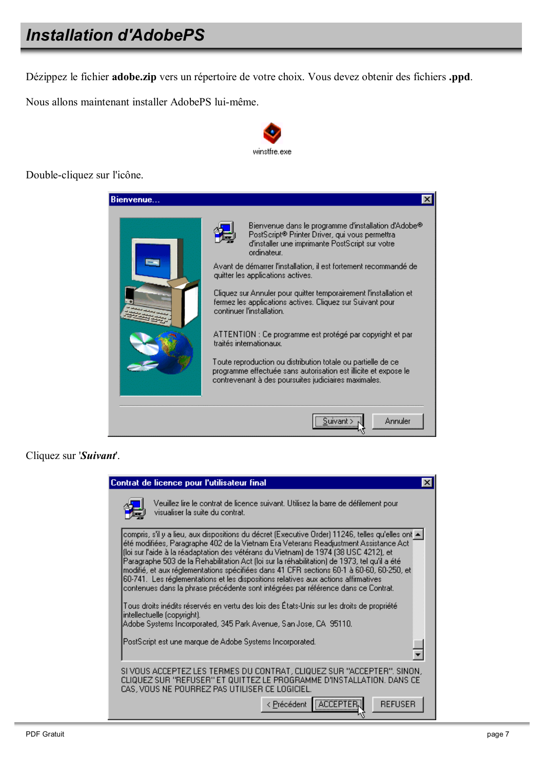# Installation d'AdobePS

Dézippez le fichier **adobe.zip** vers un répertoire de votre choix. Vous devez obtenir des fichiers **.ppd**.

Nous allons maintenant installer AdobePS lui-même.

winstfre.exe

Double-cliquez sur l'icône.

**Bienvenue...**

Bienvenue dans le programme d'installation d'Adobe® PostScript® Printer Driver, qui vous permettra d'installer une imprimante PostScript sur votre ordinateur.

Avant de démarrer l'installation, il est fortement recommandé de quitter les applications actives.

Cliquez sur Annuler pour quitter temporairement l'installation et fermez les applications actives. Cliquez sur Suivant pour continuer l'installation.

ATTENTION : Ce programme est protégé par copyright et par traités internationaux.

Toute reproduction ou distribution totale ou partielle de ce programme effectuée sans autorisation est illicite et expose le contrevenant à des poursuites judiciaires maximales.

Suivant > | Annuler

Cliquez sur '***Suivant***'.

**Contrat de licence pour l'utilisateur final**

Veuillez lire le contrat de licence suivant. Utilisez la barre de défilement pour visualiser la suite du contrat.

compris, s'il y a lieu, aux dispositions du décret (Executive Order) 11246, telles qu'elles ont été modifiées, Paragraphe 402 de la Vietnam Era Veterans Readjustment Assistance Act (loi sur l'aide à la réadaptation des vétérans du Vietnam) de 1974 (38 USC 4212), et Paragraphe 503 de la Rehabilitation Act (loi sur la réhabilitation) de 1973, tel qu'il a été modifié, et aux réglementations spécifiées dans 41 CFR sections 60-1 à 60-60, 60-250, et 60-741. Les réglementations et les dispositions relatives aux actions affirmatives contenues dans la phrase précédente sont intégrées par référence dans ce Contrat.

Tous droits inédits réservés en vertu des lois des États-Unis sur les droits de propriété intellectuelle (copyright).
Adobe Systems Incorporated, 345 Park Avenue, San Jose, CA 95110.

PostScript est une marque de Adobe Systems Incorporated.

SI VOUS ACCEPTEZ LES TERMES DU CONTRAT, CLIQUEZ SUR "ACCEPTER". SINON, CLIQUEZ SUR "REFUSER" ET QUITTEZ LE PROGRAMME D'INSTALLATION. DANS CE CAS, VOUS NE POURREZ PAS UTILISER CE LOGICIEL.

< Précédent | ACCEPTER | REFUSER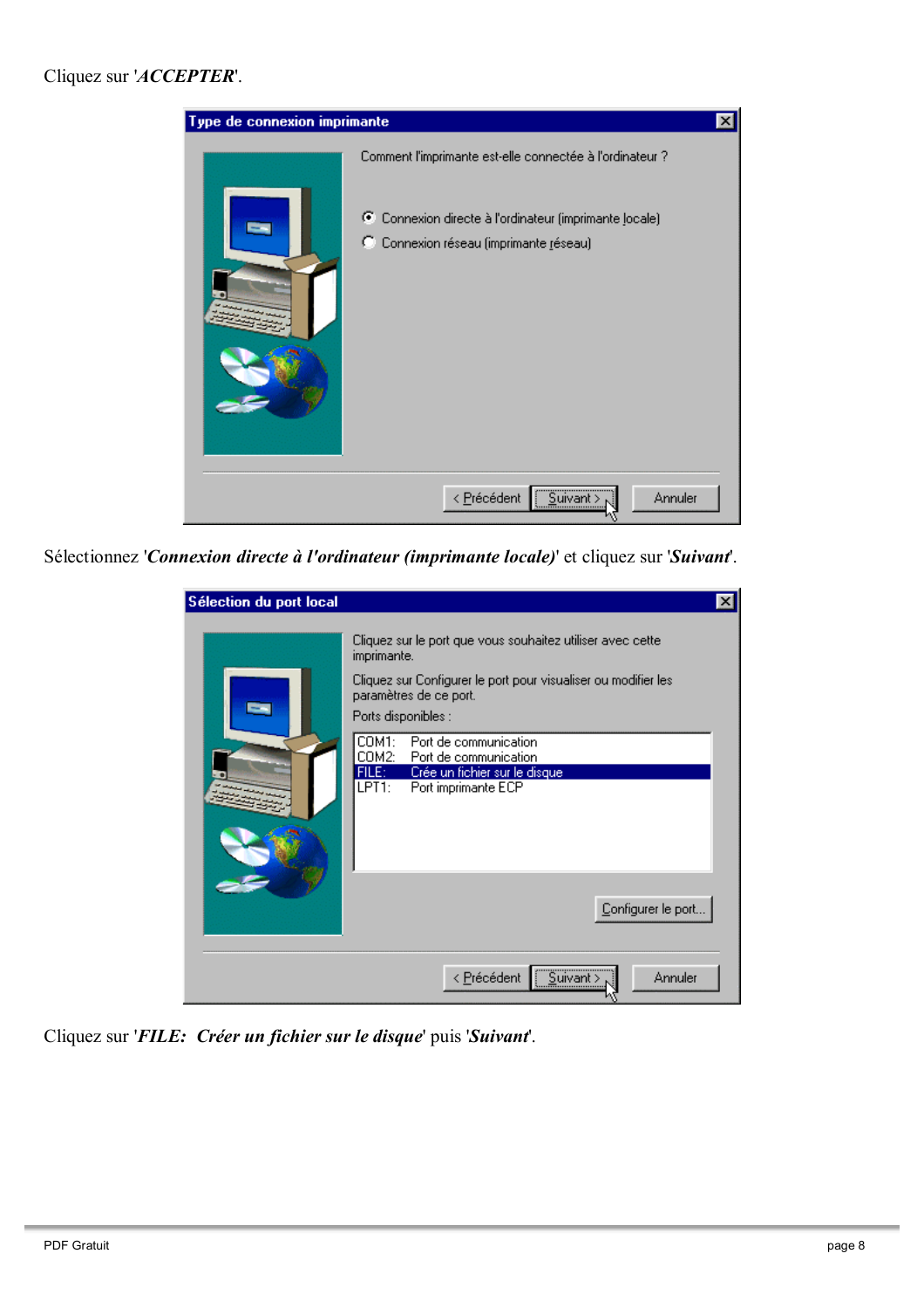Cliquez sur '***ACCEPTER***'.

Sélectionnez '***Connexion directe à l'ordinateur (imprimante locale)***' et cliquez sur '***Suivant***'.

Cliquez sur '***FILE: Créer un fichier sur le disque***' puis '***Suivant***'.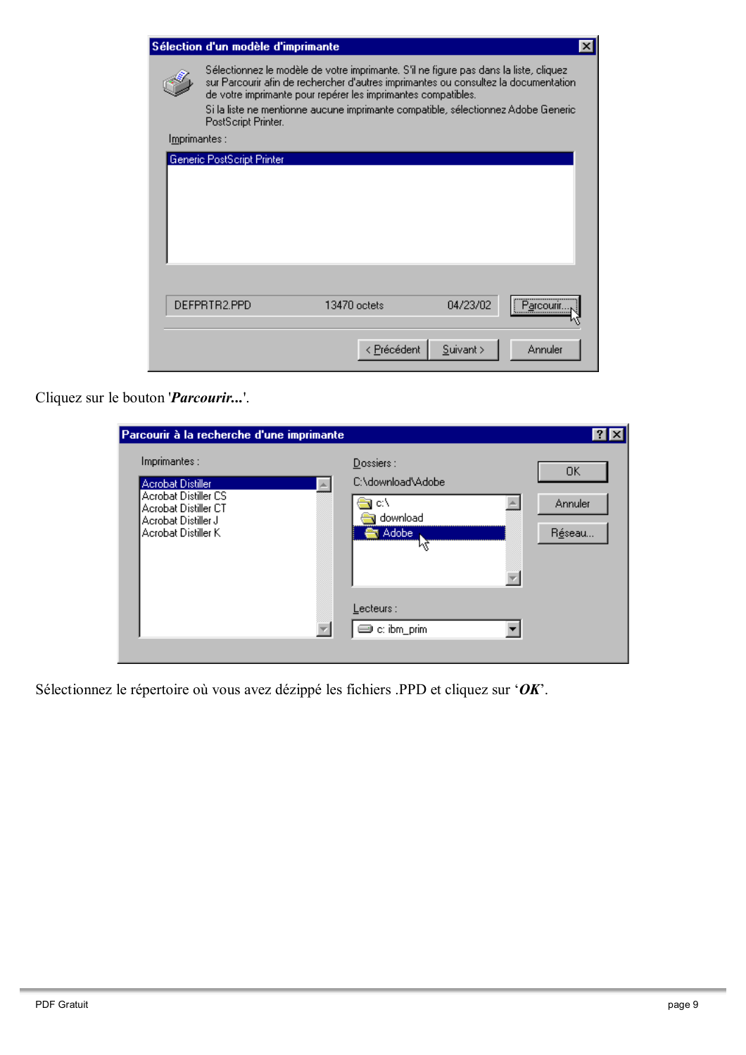Cliquez sur le bouton '***Parcourir...***'.

Sélectionnez le répertoire où vous avez dézippé les fichiers .PPD et cliquez sur '***OK***'.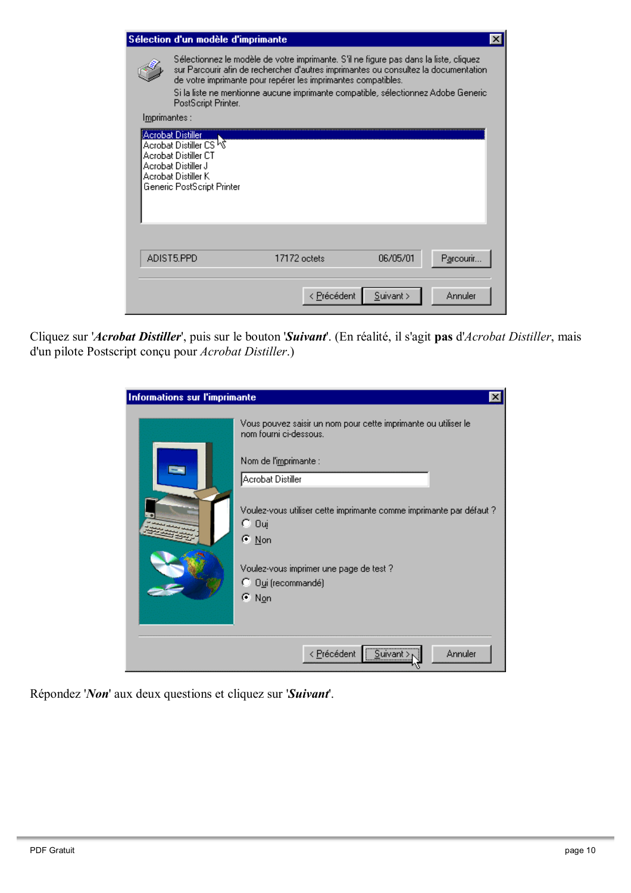Cliquez sur '***Acrobat Distiller***', puis sur le bouton '***Suivant***'. (En réalité, il s'agit **pas** d'*Acrobat Distiller*, mais d'un pilote Postscript conçu pour *Acrobat Distiller*.)

Répondez '***Non***' aux deux questions et cliquez sur '***Suivant***'.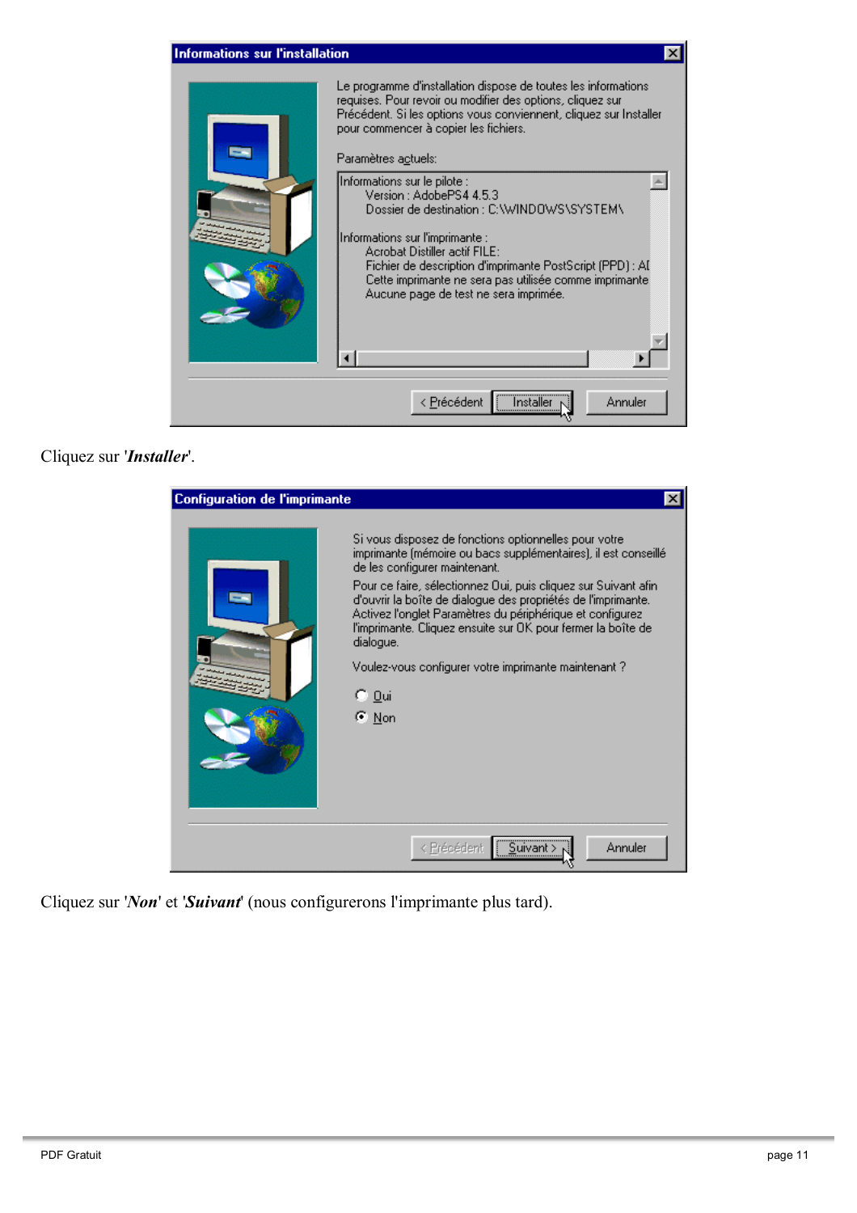Cliquez sur '***Installer***'.

Cliquez sur '***Non***' et '***Suivant***' (nous configurerons l'imprimante plus tard).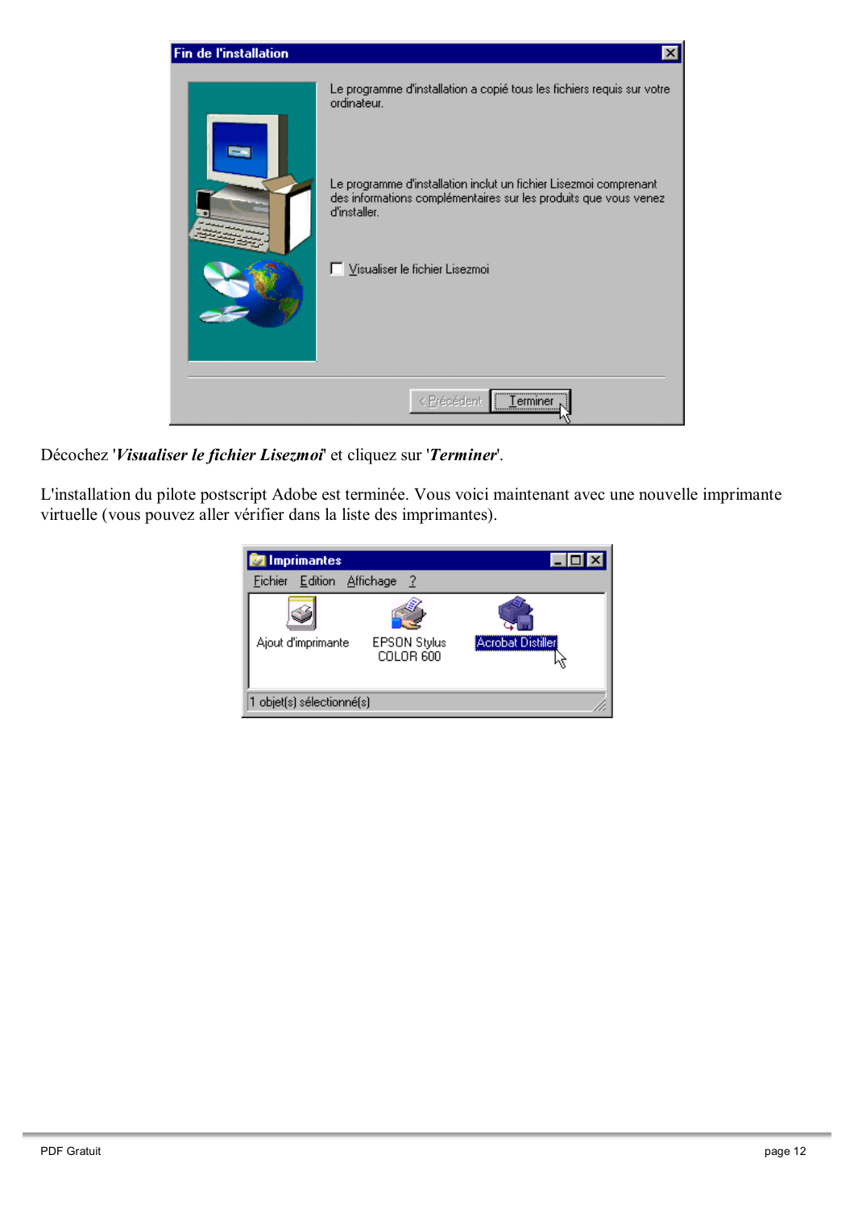Décochez '***Visualiser le fichier Lisezmoi***' et cliquez sur '***Terminer***'.

L'installation du pilote postscript Adobe est terminée. Vous voici maintenant avec une nouvelle imprimante virtuelle (vous pouvez aller vérifier dans la liste des imprimantes).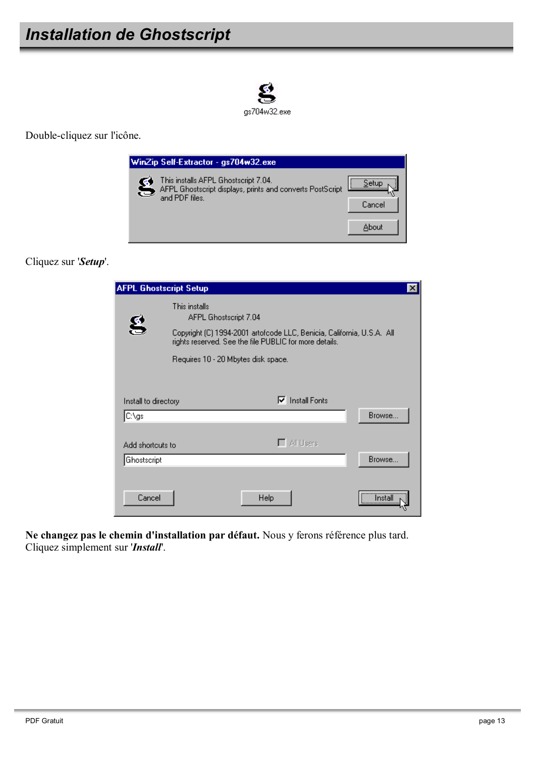# Installation de Ghostscript

Double-cliquez sur l'icône.

Cliquez sur '***Setup***'.

**Ne changez pas le chemin d'installation par défaut.** Nous y ferons référence plus tard.
Cliquez simplement sur '***Install***'.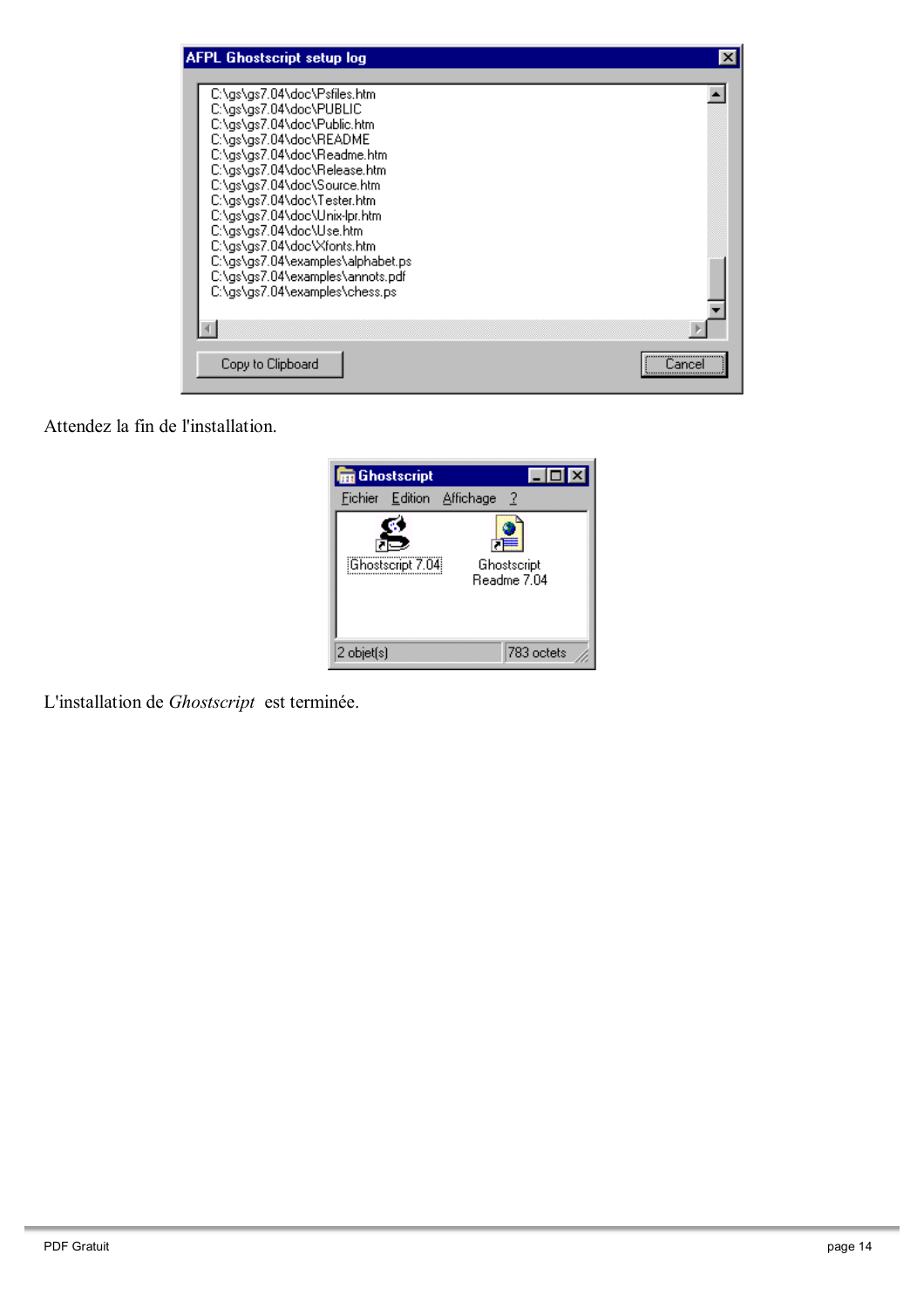Attendez la fin de l'installation.

L'installation de *Ghostscript* est terminée.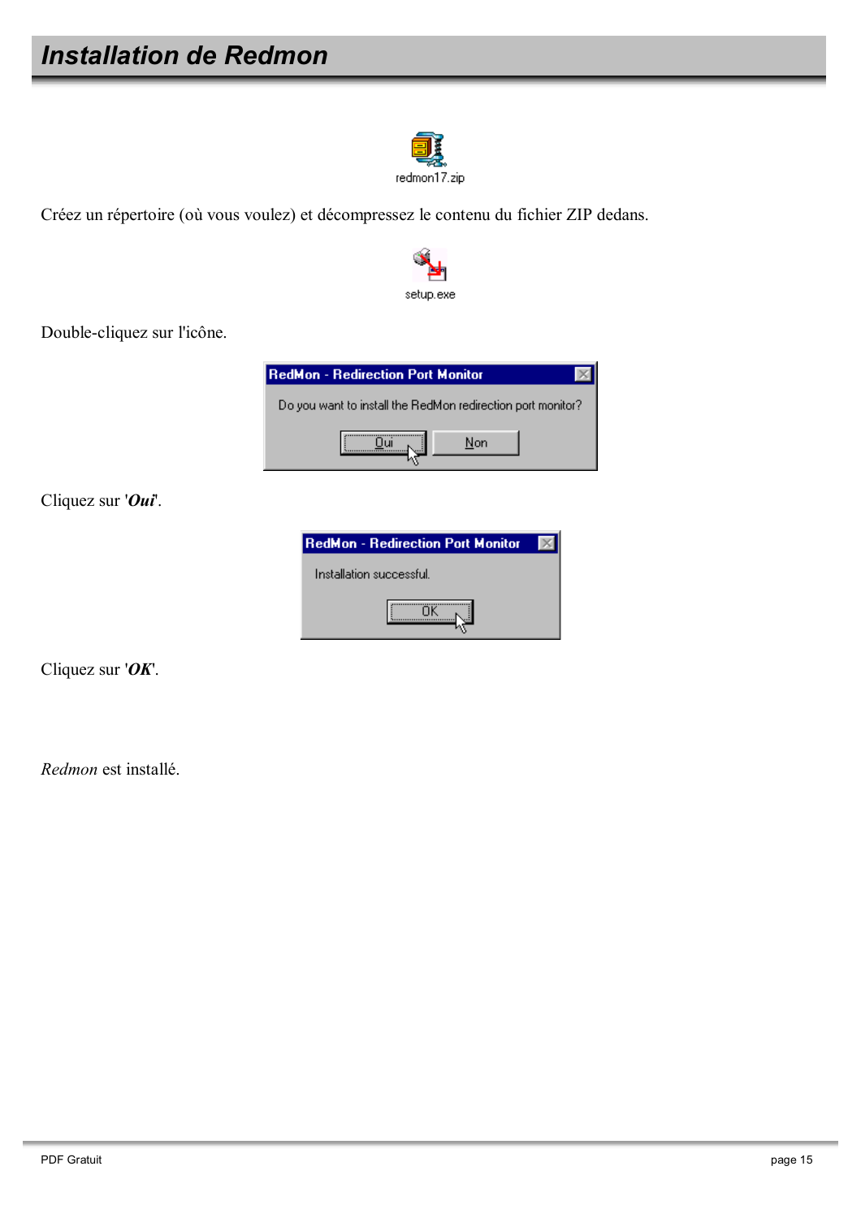# Installation de Redmon

Créez un répertoire (où vous voulez) et décompressez le contenu du fichier ZIP dedans.

Double-cliquez sur l'icône.

Cliquez sur '***Oui***'.

Cliquez sur '***OK***'.

*Redmon* est installé.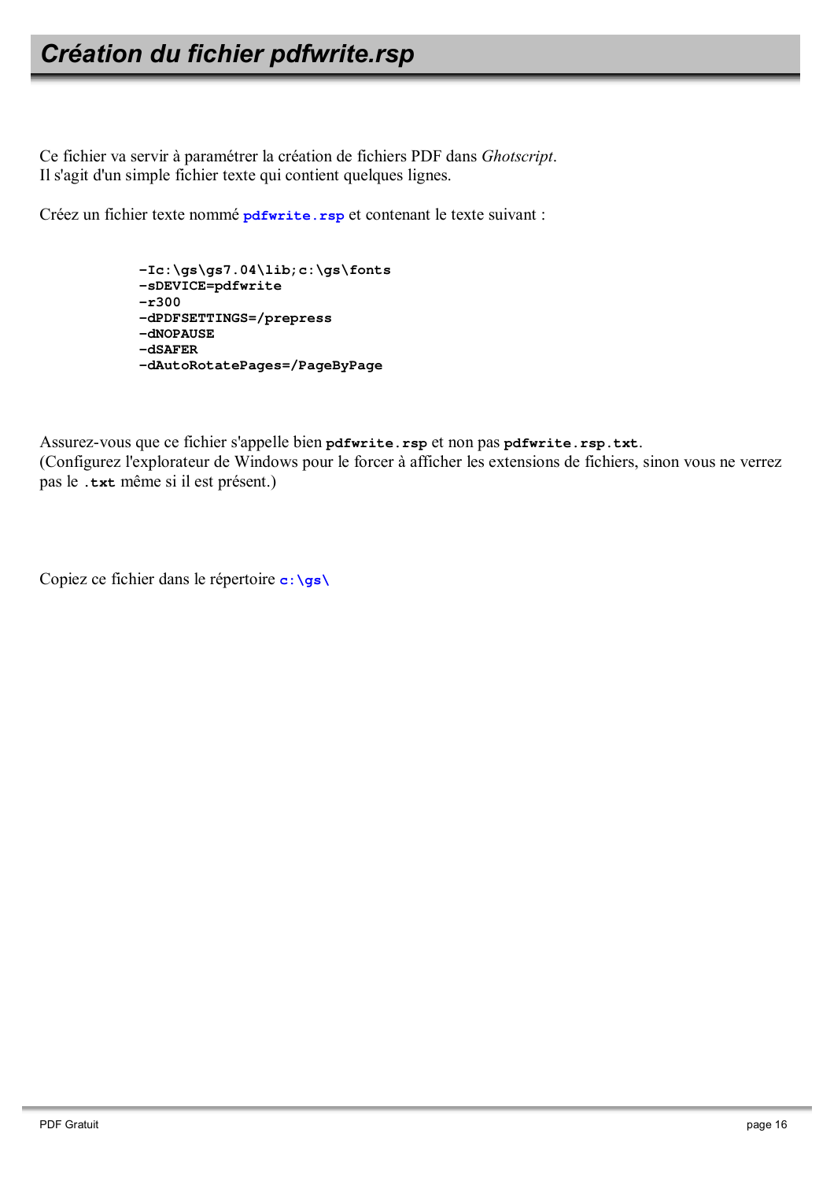# Création du fichier pdfwrite.rsp

Ce fichier va servir à paramétrer la création de fichiers PDF dans *Ghotscript*.
Il s'agit d'un simple fichier texte qui contient quelques lignes.

Créez un fichier texte nommé **`pdfwrite.rsp`** et contenant le texte suivant :

```
-Ic:\gs\gs7.04\lib;c:\gs\fonts
-sDEVICE=pdfwrite
-r300
-dPDFSETTINGS=/prepress
-dNOPAUSE
-dSAFER
-dAutoRotatePages=/PageByPage
```

Assurez-vous que ce fichier s'appelle bien **`pdfwrite.rsp`** et non pas **`pdfwrite.rsp.txt`**.
(Configurez l'explorateur de Windows pour le forcer à afficher les extensions de fichiers, sinon vous ne verrez pas le **`.txt`** même si il est présent.)

Copiez ce fichier dans le répertoire **`c:\gs\`**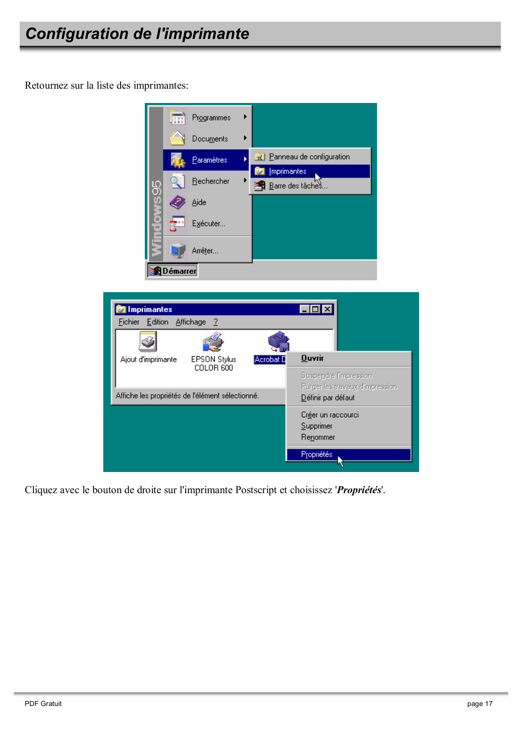# Configuration de l'imprimante

Retournez sur la liste des imprimantes:

Cliquez avec le bouton de droite sur l'imprimante Postscript et choisissez '***Propriétés***'.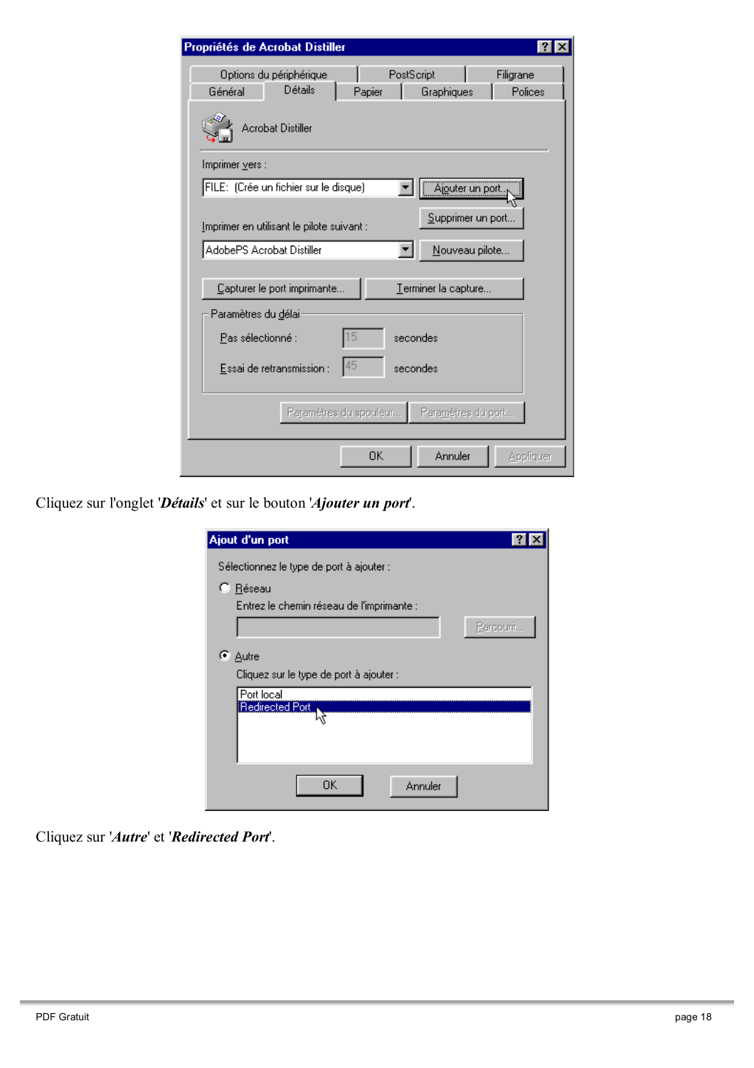Cliquez sur l'onglet '***Détails***' et sur le bouton '***Ajouter un port***'.

Cliquez sur '***Autre***' et '***Redirected Port***'.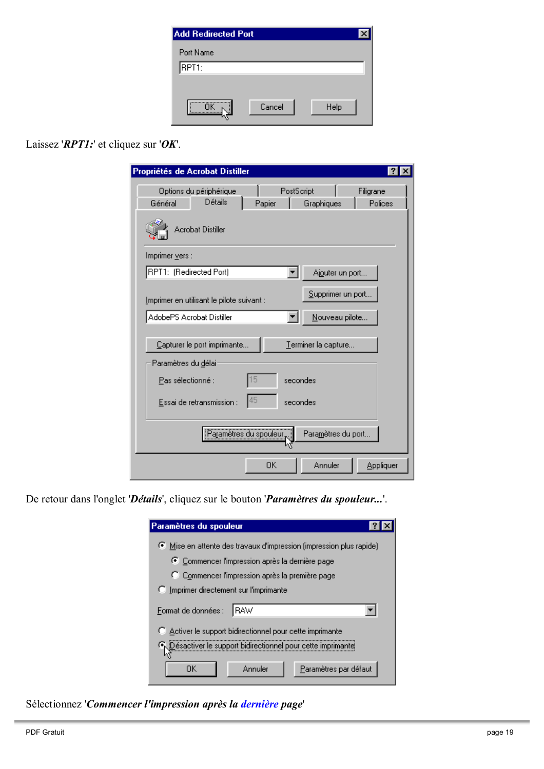Laissez '***RPT1:***' et cliquez sur '***OK***'.

De retour dans l'onglet '***Détails***', cliquez sur le bouton '***Paramètres du spouleur...***'.

Sélectionnez '***Commencer l'impression après la dernière page***'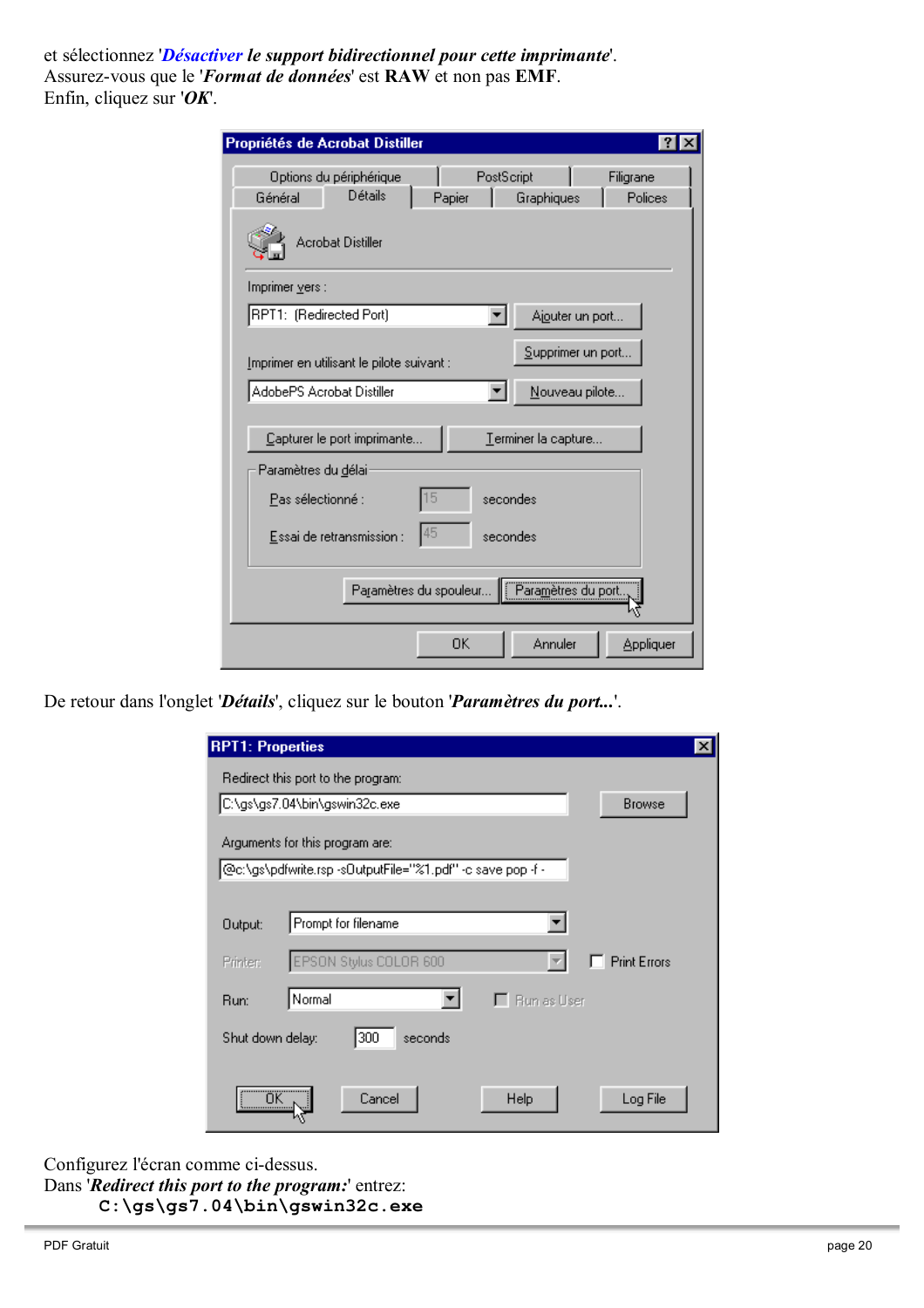et sélectionnez '*Désactiver le support bidirectionnel pour cette imprimante*'.
Assurez-vous que le '*Format de données*' est **RAW** et non pas **EMF**.
Enfin, cliquez sur '*OK*'.

De retour dans l'onglet '*Détails*', cliquez sur le bouton '*Paramètres du port...*'.

Configurez l'écran comme ci-dessus.
Dans '*Redirect this port to the program:*' entrez:

```
C:\gs\gs7.04\bin\gswin32c.exe
```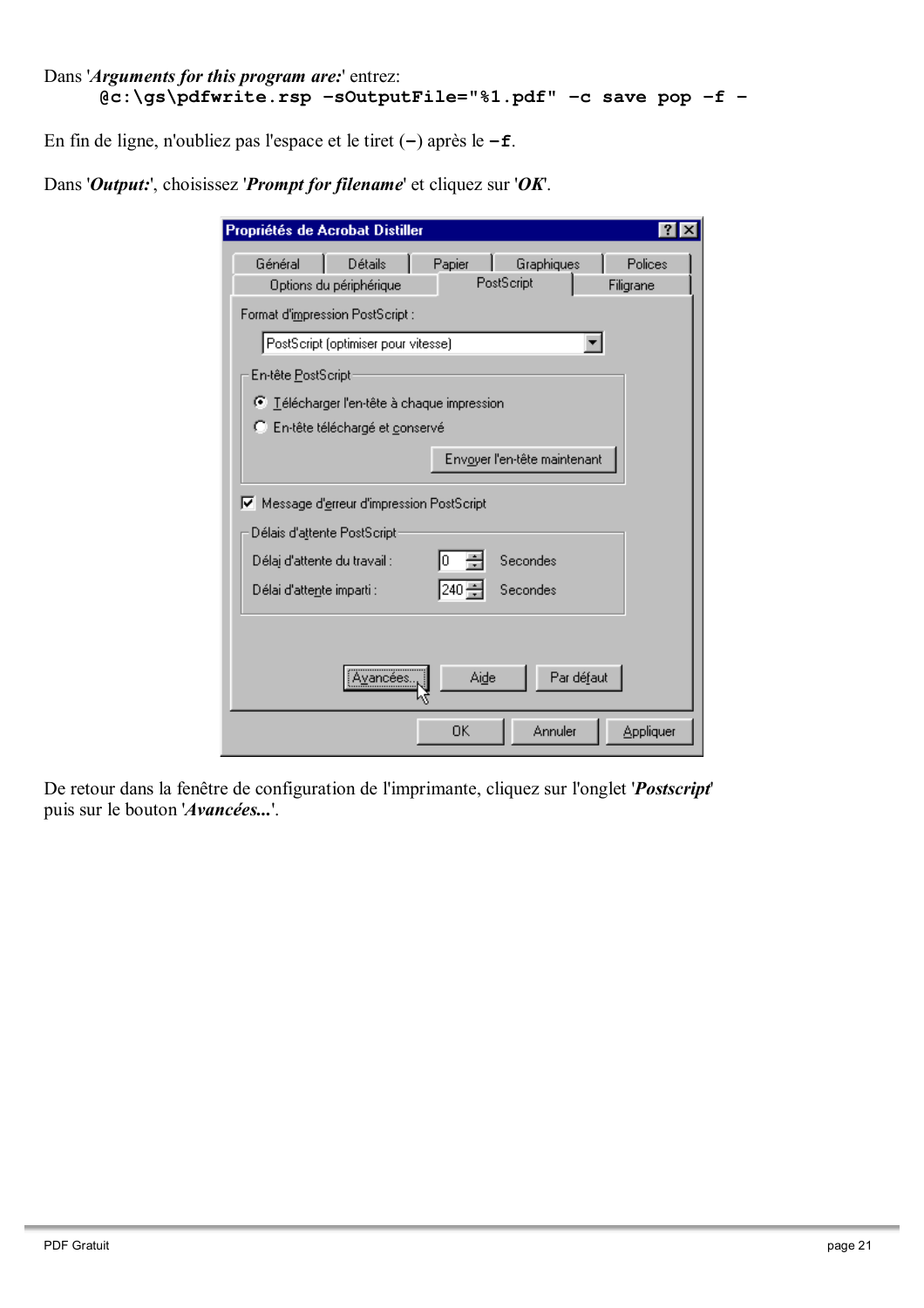Dans '***Arguments for this program are:***' entrez:

```
@c:\gs\pdfwrite.rsp -sOutputFile="%1.pdf" -c save pop -f -
```

En fin de ligne, n'oubliez pas l'espace et le tiret (**-**) après le **-f**.

Dans '***Output:***', choisissez '***Prompt for filename***' et cliquez sur '***OK***'.

De retour dans la fenêtre de configuration de l'imprimante, cliquez sur l'onglet '***Postscript***' puis sur le bouton '***Avancées...***'.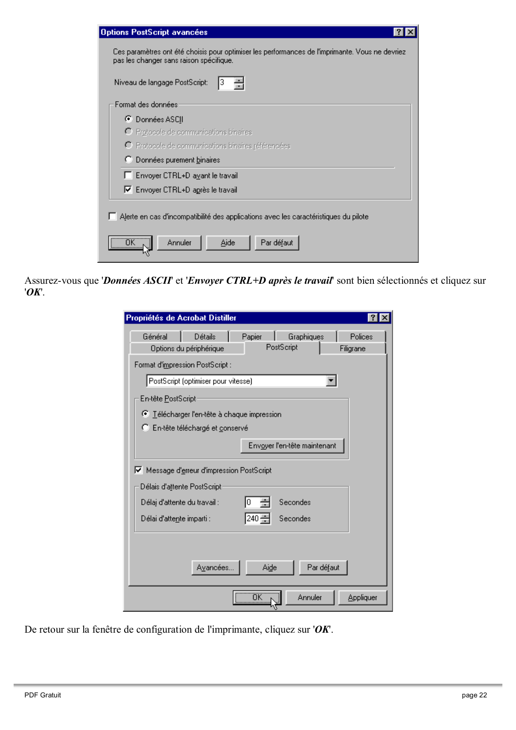Assurez-vous que '***Données ASCII***' et '***Envoyer CTRL+D après le travail***' sont bien sélectionnés et cliquez sur '***OK***'.

De retour sur la fenêtre de configuration de l'imprimante, cliquez sur '***OK***'.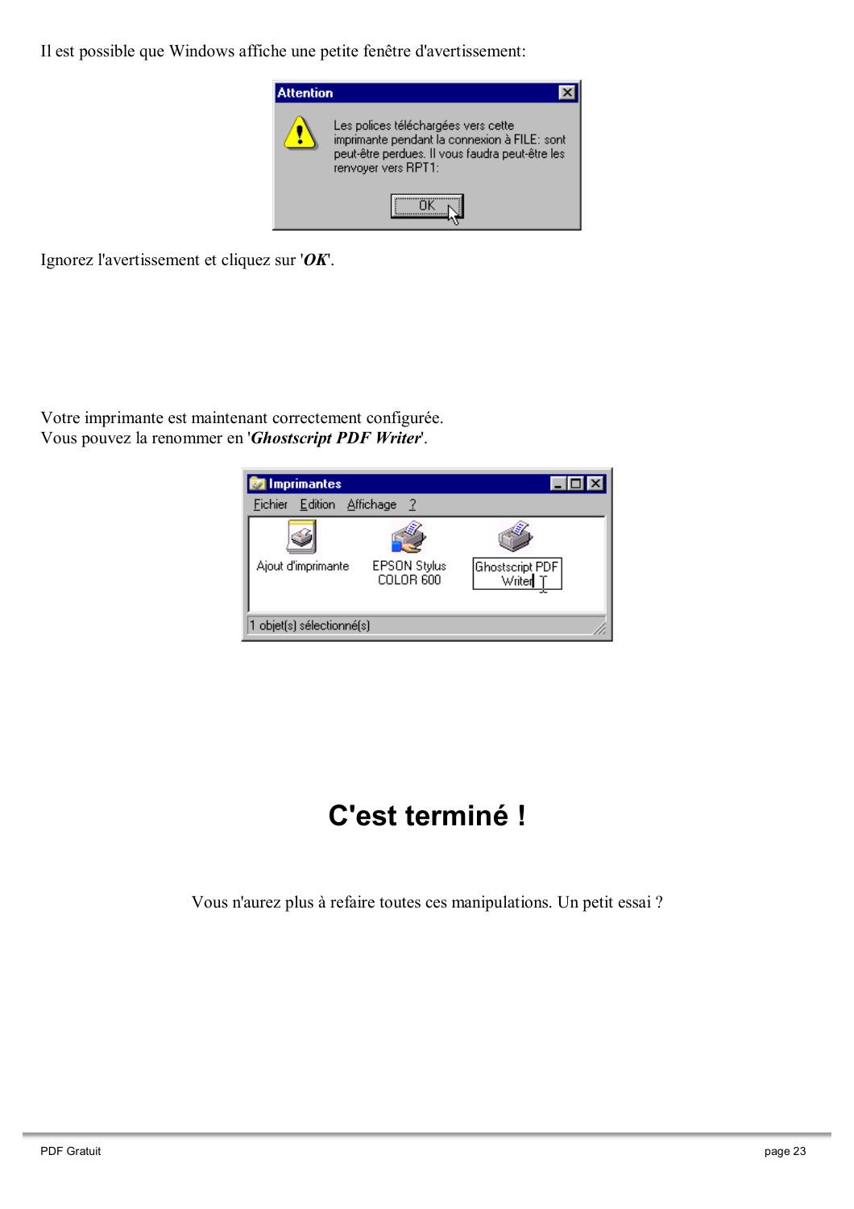Il est possible que Windows affiche une petite fenêtre d'avertissement:

Ignorez l'avertissement et cliquez sur '***OK***'.

Votre imprimante est maintenant correctement configurée.
Vous pouvez la renommer en '***Ghostscript PDF Writer***'.

# C'est terminé !

Vous n'aurez plus à refaire toutes ces manipulations. Un petit essai ?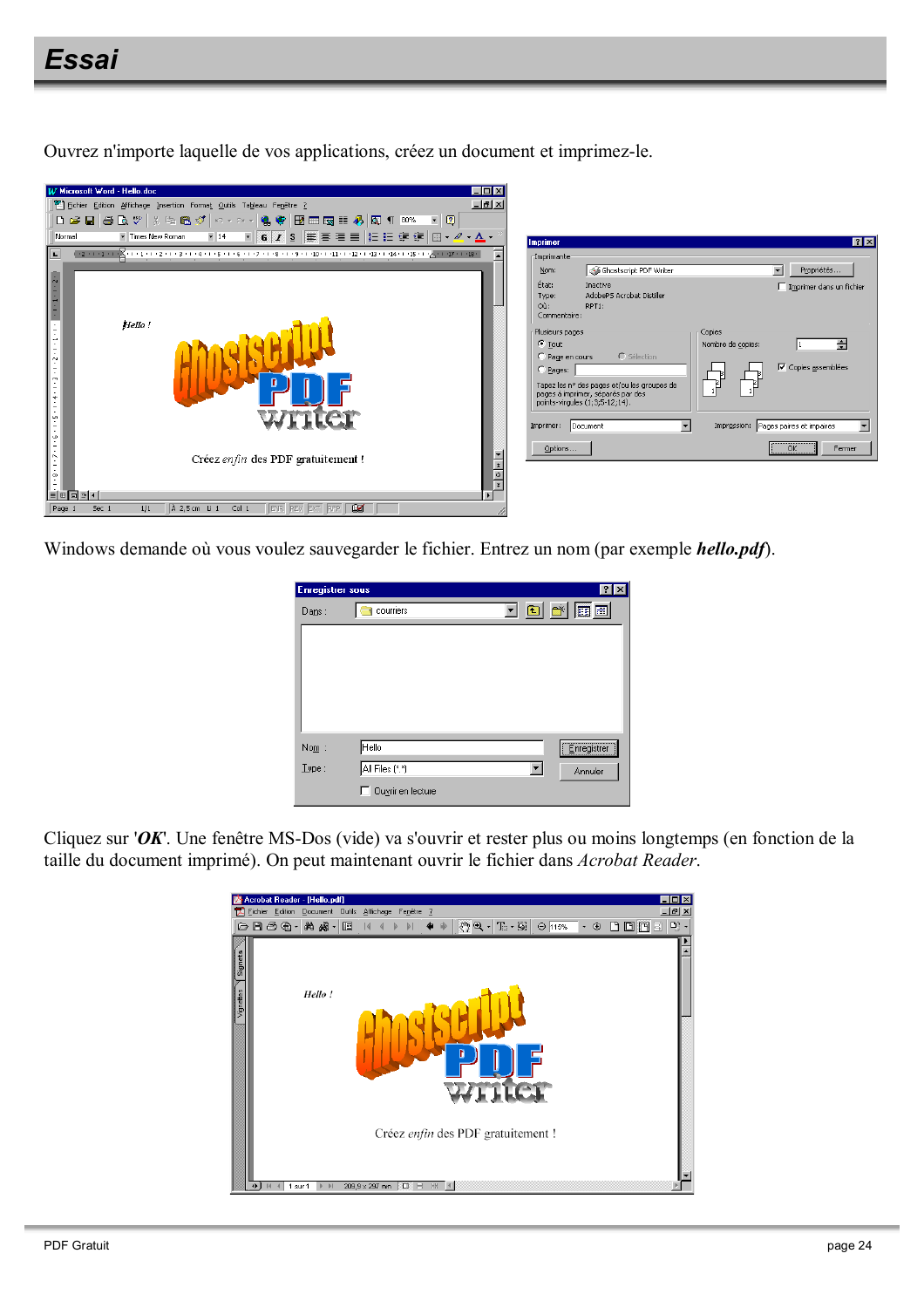# Essai

Ouvrez n'importe laquelle de vos applications, créez un document et imprimez-le.

Windows demande où vous voulez sauvegarder le fichier. Entrez un nom (par exemple ***hello.pdf***).

Cliquez sur '***OK***'. Une fenêtre MS-Dos (vide) va s'ouvrir et rester plus ou moins longtemps (en fonction de la taille du document imprimé). On peut maintenant ouvrir le fichier dans *Acrobat Reader*.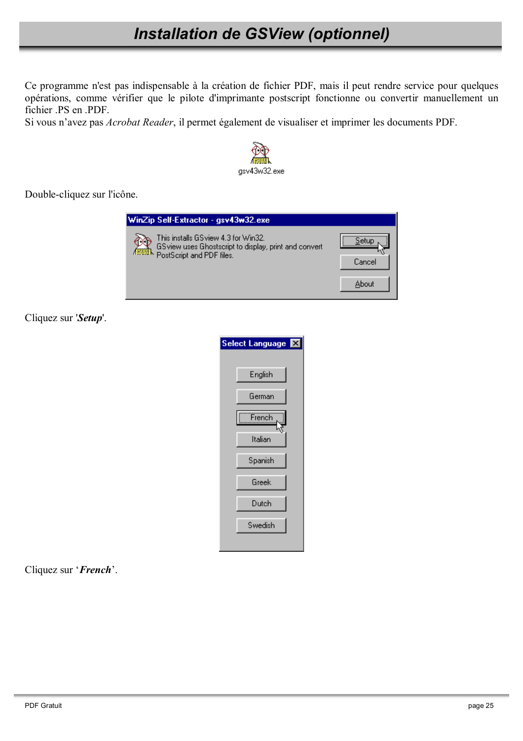# Installation de GSView (optionnel)

Ce programme n'est pas indispensable à la création de fichier PDF, mais il peut rendre service pour quelques opérations, comme vérifier que le pilote d'imprimante postscript fonctionne ou convertir manuellement un fichier .PS en .PDF.
Si vous n'avez pas *Acrobat Reader*, il permet également de visualiser et imprimer les documents PDF.

gsv43w32.exe

Double-cliquez sur l'icône.

WinZip Self-Extractor - gsv43w32.exe

This installs GSview 4.3 for Win32.
GSview uses Ghostscript to display, print and convert PostScript and PDF files.

Setup
Cancel
About

Cliquez sur '***Setup***'.

Select Language

English
German
French
Italian
Spanish
Greek
Dutch
Swedish

Cliquez sur '***French***'.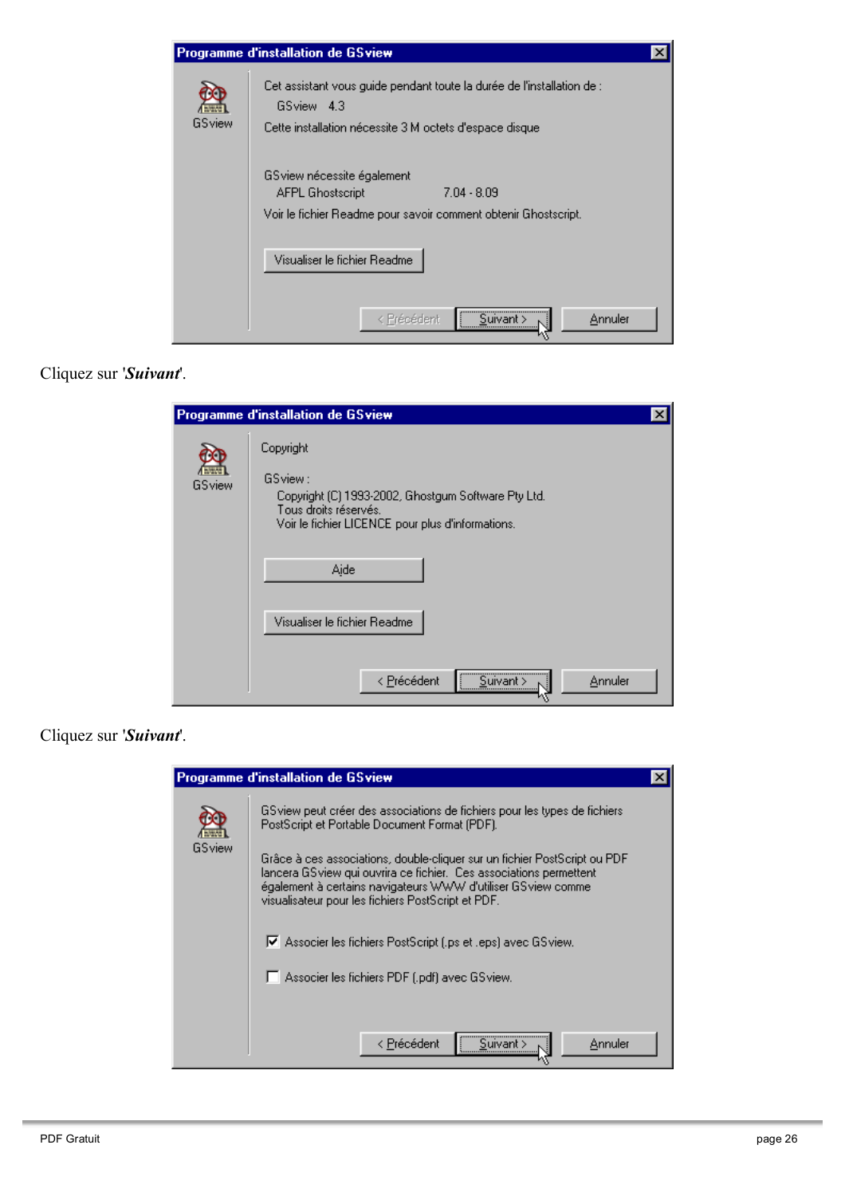**Programme d'installation de GSview**

GSview

Cet assistant vous guide pendant toute la durée de l'installation de :
GSview 4.3
Cette installation nécessite 3 M octets d'espace disque

GSview nécessite également
AFPL Ghostscript 7.04 - 8.09
Voir le fichier Readme pour savoir comment obtenir Ghostscript.

[Visualiser le fichier Readme]

[< Précédent] [Suivant >] [Annuler]

Cliquez sur '***Suivant***'.

**Programme d'installation de GSview**

GSview

Copyright

GSview :
Copyright (C) 1993-2002, Ghostgum Software Pty Ltd.
Tous droits réservés.
Voir le fichier LICENCE pour plus d'informations.

[Aide]

[Visualiser le fichier Readme]

[< Précédent] [Suivant >] [Annuler]

Cliquez sur '***Suivant***'.

**Programme d'installation de GSview**

GSview

GSview peut créer des associations de fichiers pour les types de fichiers PostScript et Portable Document Format (PDF).

Grâce à ces associations, double-cliquer sur un fichier PostScript ou PDF lancera GSview qui ouvrira ce fichier. Ces associations permettent également à certains navigateurs WWW d'utiliser GSview comme visualisateur pour les fichiers PostScript et PDF.

- [x] Associer les fichiers PostScript (.ps et .eps) avec GSview.
- [ ] Associer les fichiers PDF (.pdf) avec GSview.

[< Précédent] [Suivant >] [Annuler]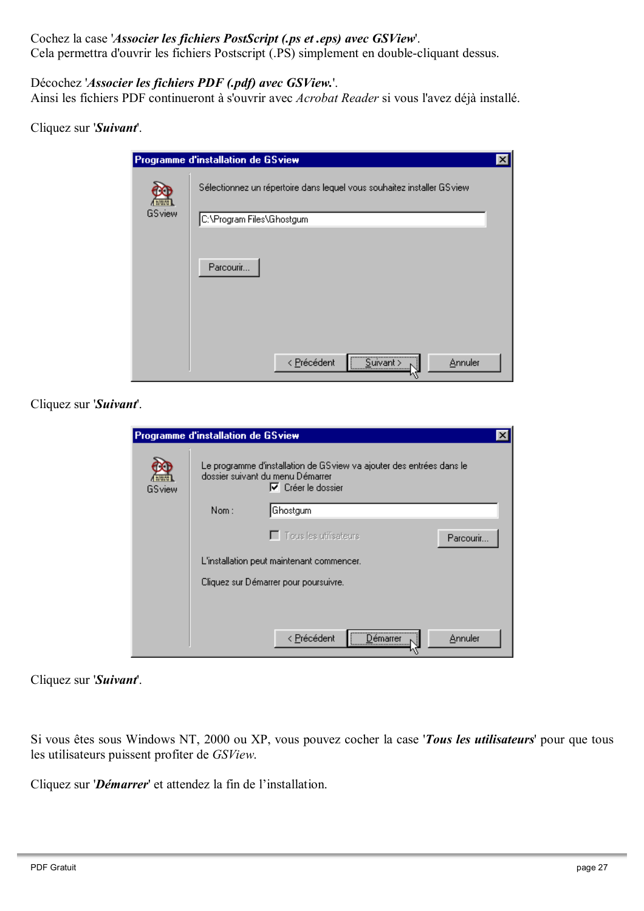Cochez la case '***Associer les fichiers PostScript (.ps et .eps) avec GSView***'.
Cela permettra d'ouvrir les fichiers Postscript (.PS) simplement en double-cliquant dessus.

Décochez '***Associer les fichiers PDF (.pdf) avec GSView.***'.
Ainsi les fichiers PDF continueront à s'ouvrir avec *Acrobat Reader* si vous l'avez déjà installé.

Cliquez sur '***Suivant***'.

Cliquez sur '***Suivant***'.

Cliquez sur '***Suivant***'.

Si vous êtes sous Windows NT, 2000 ou XP, vous pouvez cocher la case '***Tous les utilisateurs***' pour que tous les utilisateurs puissent profiter de *GSView*.

Cliquez sur '***Démarrer***' et attendez la fin de l'installation.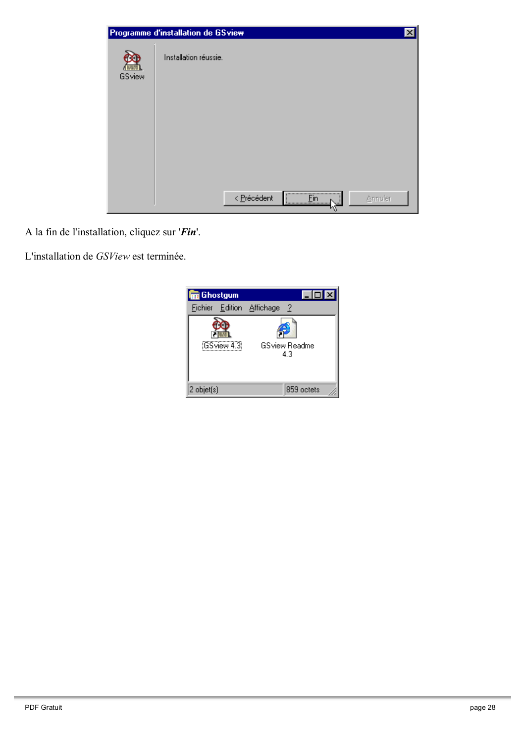A la fin de l'installation, cliquez sur '***Fin***'.

L'installation de *GSView* est terminée.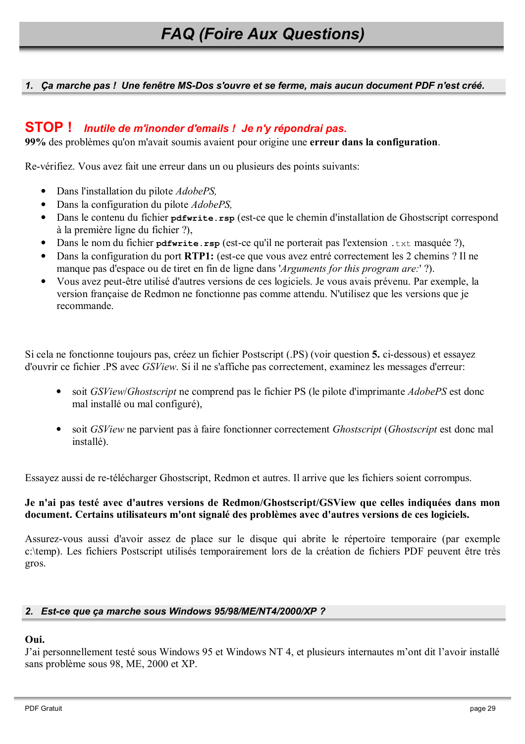# FAQ (Foire Aux Questions)

## *1. Ça marche pas ! Une fenêtre MS-Dos s'ouvre et se ferme, mais aucun document PDF n'est créé.*

**STOP !** ***Inutile de m'inonder d'emails ! Je n'y répondrai pas.***

**99%** des problèmes qu'on m'avait soumis avaient pour origine une **erreur dans la configuration**.

Re-vérifiez. Vous avez fait une erreur dans un ou plusieurs des points suivants:

- Dans l'installation du pilote *AdobePS,*
- Dans la configuration du pilote *AdobePS,*
- Dans le contenu du fichier **`pdfwrite.rsp`** (est-ce que le chemin d'installation de Ghostscript correspond à la première ligne du fichier ?),
- Dans le nom du fichier **`pdfwrite.rsp`** (est-ce qu'il ne porterait pas l'extension `.txt` masquée ?),
- Dans la configuration du port **RTP1:** (est-ce que vous avez entré correctement les 2 chemins ? Il ne manque pas d'espace ou de tiret en fin de ligne dans '*Arguments for this program are:*' ?).
- Vous avez peut-être utilisé d'autres versions de ces logiciels. Je vous avais prévenu. Par exemple, la version française de Redmon ne fonctionne pas comme attendu. N'utilisez que les versions que je recommande.

Si cela ne fonctionne toujours pas, créez un fichier Postscript (.PS) (voir question **5.** ci-dessous) et essayez d'ouvrir ce fichier .PS avec *GSView*. Si il ne s'affiche pas correctement, examinez les messages d'erreur:

- soit *GSView*/*Ghostscript* ne comprend pas le fichier PS (le pilote d'imprimante *AdobePS* est donc mal installé ou mal configuré),

- soit *GSView* ne parvient pas à faire fonctionner correctement *Ghostscript* (*Ghostscript* est donc mal installé).

Essayez aussi de re-télécharger Ghostscript, Redmon et autres. Il arrive que les fichiers soient corrompus.

**Je n'ai pas testé avec d'autres versions de Redmon/Ghostscript/GSView que celles indiquées dans mon document. Certains utilisateurs m'ont signalé des problèmes avec d'autres versions de ces logiciels.**

Assurez-vous aussi d'avoir assez de place sur le disque qui abrite le répertoire temporaire (par exemple c:\temp). Les fichiers Postscript utilisés temporairement lors de la création de fichiers PDF peuvent être très gros.

## *2. Est-ce que ça marche sous Windows 95/98/ME/NT4/2000/XP ?*

**Oui.**
J'ai personnellement testé sous Windows 95 et Windows NT 4, et plusieurs internautes m'ont dit l'avoir installé sans problème sous 98, ME, 2000 et XP.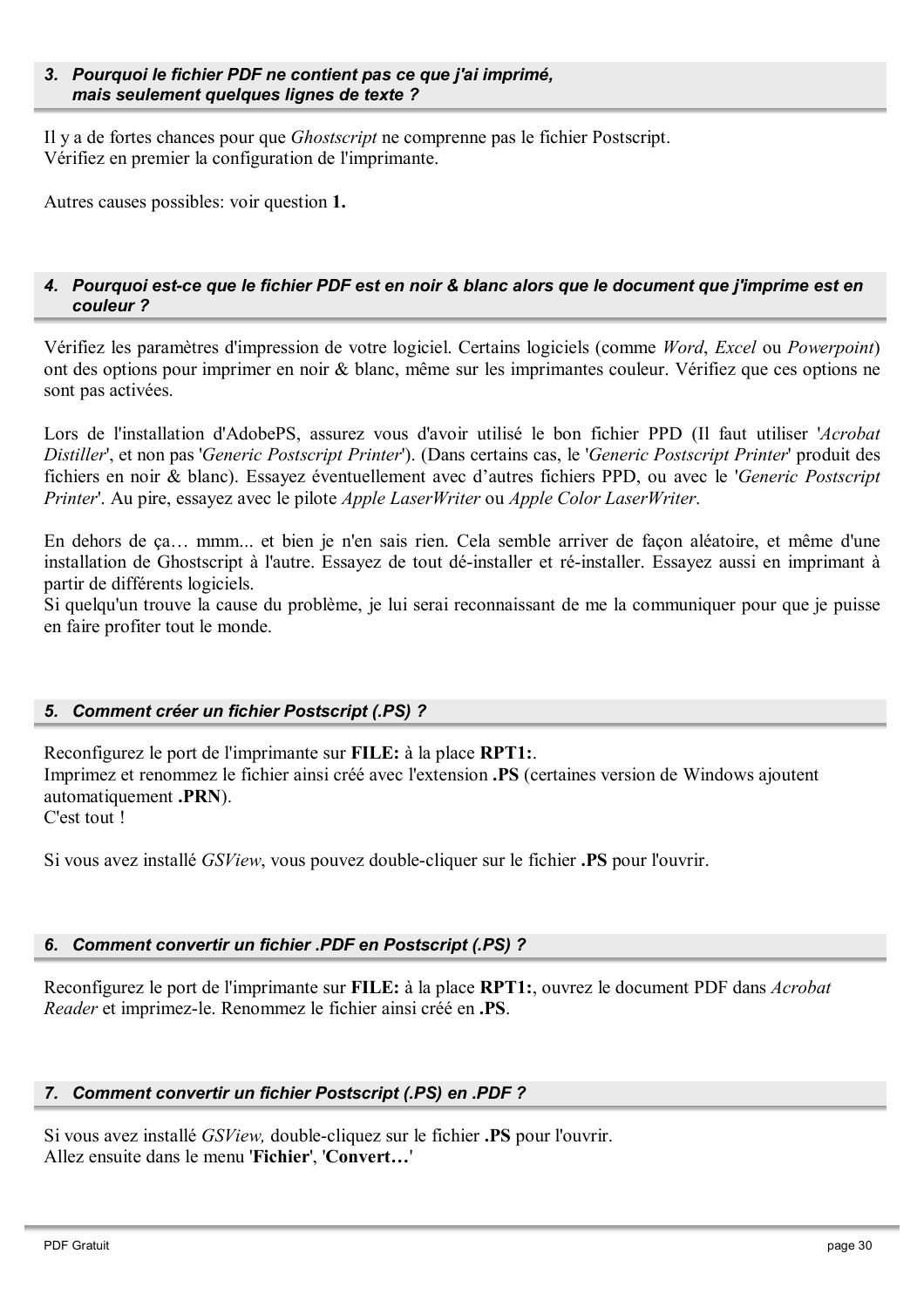### 3. *Pourquoi le fichier PDF ne contient pas ce que j'ai imprimé, mais seulement quelques lignes de texte ?*

Il y a de fortes chances pour que *Ghostscript* ne comprenne pas le fichier Postscript.
Vérifiez en premier la configuration de l'imprimante.

Autres causes possibles: voir question **1.**

### 4. *Pourquoi est-ce que le fichier PDF est en noir & blanc alors que le document que j'imprime est en couleur ?*

Vérifiez les paramètres d'impression de votre logiciel. Certains logiciels (comme *Word*, *Excel* ou *Powerpoint*) ont des options pour imprimer en noir & blanc, même sur les imprimantes couleur. Vérifiez que ces options ne sont pas activées.

Lors de l'installation d'AdobePS, assurez vous d'avoir utilisé le bon fichier PPD (Il faut utiliser '*Acrobat Distiller*', et non pas '*Generic Postscript Printer*'). (Dans certains cas, le '*Generic Postscript Printer*' produit des fichiers en noir & blanc). Essayez éventuellement avec d'autres fichiers PPD, ou avec le '*Generic Postscript Printer*'. Au pire, essayez avec le pilote *Apple LaserWriter* ou *Apple Color LaserWriter*.

En dehors de ça… mmm... et bien je n'en sais rien. Cela semble arriver de façon aléatoire, et même d'une installation de Ghostscript à l'autre. Essayez de tout dé-installer et ré-installer. Essayez aussi en imprimant à partir de différents logiciels.
Si quelqu'un trouve la cause du problème, je lui serai reconnaissant de me la communiquer pour que je puisse en faire profiter tout le monde.

### 5. *Comment créer un fichier Postscript (.PS) ?*

Reconfigurez le port de l'imprimante sur **FILE:** à la place **RPT1:**.
Imprimez et renommez le fichier ainsi créé avec l'extension **.PS** (certaines version de Windows ajoutent automatiquement **.PRN**).
C'est tout !

Si vous avez installé *GSView*, vous pouvez double-cliquer sur le fichier **.PS** pour l'ouvrir.

### 6. *Comment convertir un fichier .PDF en Postscript (.PS) ?*

Reconfigurez le port de l'imprimante sur **FILE:** à la place **RPT1:**, ouvrez le document PDF dans *Acrobat Reader* et imprimez-le. Renommez le fichier ainsi créé en **.PS**.

### 7. *Comment convertir un fichier Postscript (.PS) en .PDF ?*

Si vous avez installé *GSView,* double-cliquez sur le fichier **.PS** pour l'ouvrir.
Allez ensuite dans le menu '**Fichier**', '**Convert…**'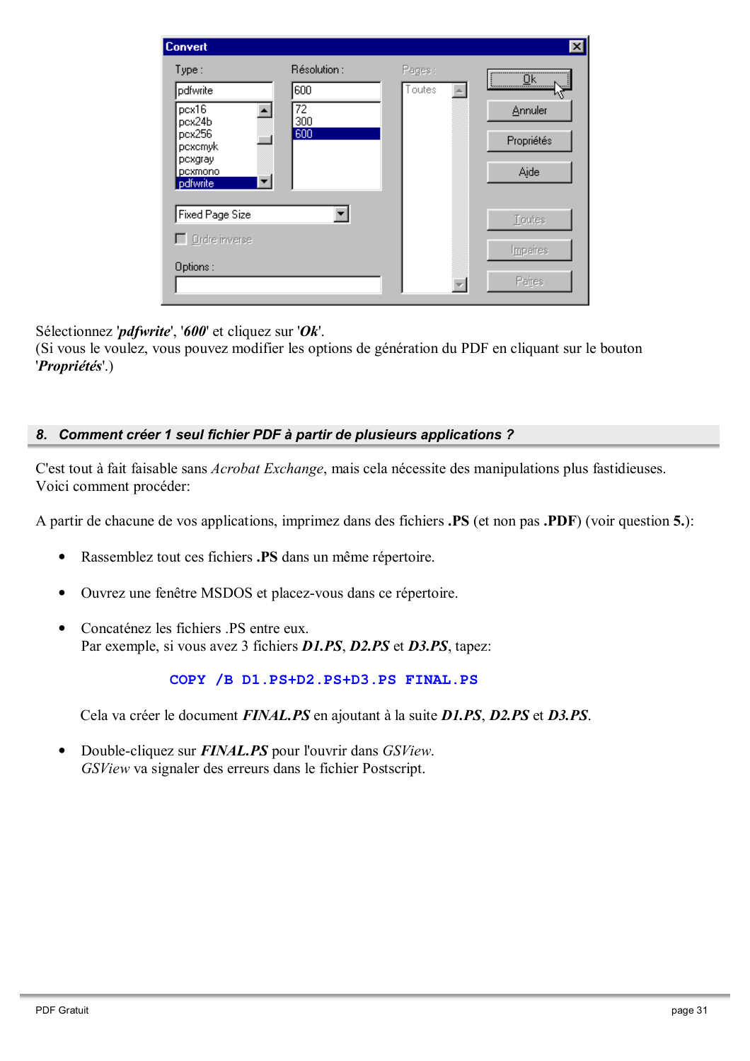Sélectionnez '***pdfwrite***', '***600***' et cliquez sur '***Ok***'.
(Si vous le voulez, vous pouvez modifier les options de génération du PDF en cliquant sur le bouton '***Propriétés***'.)

## 8. Comment créer 1 seul fichier PDF à partir de plusieurs applications ?

C'est tout à fait faisable sans *Acrobat Exchange*, mais cela nécessite des manipulations plus fastidieuses.
Voici comment procéder:

A partir de chacune de vos applications, imprimez dans des fichiers **.PS** (et non pas **.PDF**) (voir question **5.**):

- Rassemblez tout ces fichiers **.PS** dans un même répertoire.
- Ouvrez une fenêtre MSDOS et placez-vous dans ce répertoire.
- Concaténez les fichiers .PS entre eux.
  Par exemple, si vous avez 3 fichiers ***D1.PS***, ***D2.PS*** et ***D3.PS***, tapez:

  ```
  COPY /B D1.PS+D2.PS+D3.PS FINAL.PS
  ```

  Cela va créer le document ***FINAL.PS*** en ajoutant à la suite ***D1.PS***, ***D2.PS*** et ***D3.PS***.
- Double-cliquez sur ***FINAL.PS*** pour l'ouvrir dans *GSView*.
  *GSView* va signaler des erreurs dans le fichier Postscript.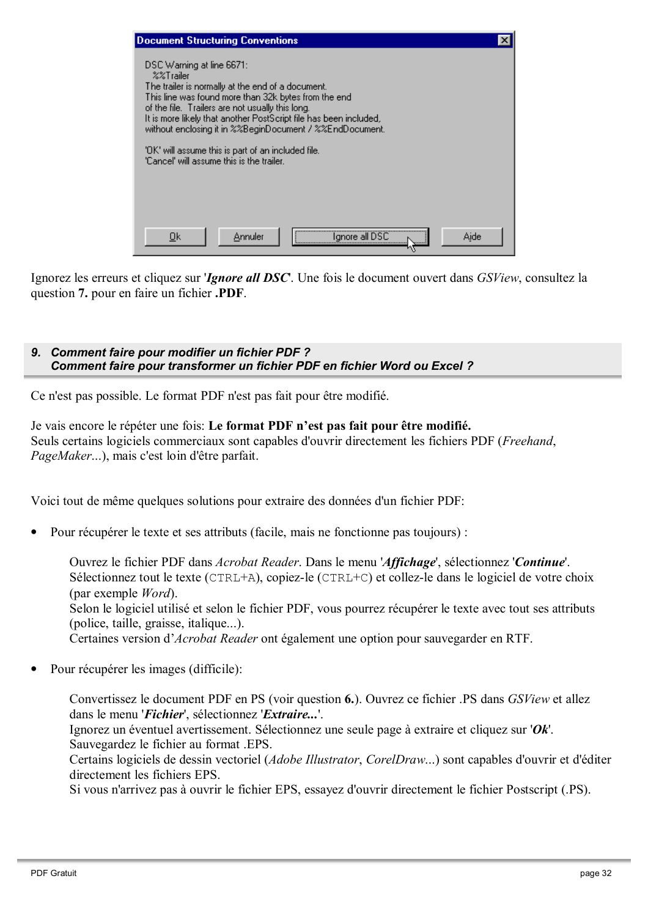Document Structuring Conventions

DSC Warning at line 6671:
%%Trailer
The trailer is normally at the end of a document.
This line was found more than 32k bytes from the end of the file. Trailers are not usually this long.
It is more likely that another PostScript file has been included, without enclosing it in %%BeginDocument / %%EndDocument.

'OK' will assume this is part of an included file.
'Cancel' will assume this is the trailer.

Ok | Annuler | Ignore all DSC | Aide

Ignorez les erreurs et cliquez sur '***Ignore all DSC***'. Une fois le document ouvert dans *GSView*, consultez la question **7.** pour en faire un fichier **.PDF**.

## 9. Comment faire pour modifier un fichier PDF ? Comment faire pour transformer un fichier PDF en fichier Word ou Excel ?

Ce n'est pas possible. Le format PDF n'est pas fait pour être modifié.

Je vais encore le répéter une fois: **Le format PDF n'est pas fait pour être modifié.**
Seuls certains logiciels commerciaux sont capables d'ouvrir directement les fichiers PDF (*Freehand*, *PageMaker*...), mais c'est loin d'être parfait.

Voici tout de même quelques solutions pour extraire des données d'un fichier PDF:

- Pour récupérer le texte et ses attributs (facile, mais ne fonctionne pas toujours) :

  Ouvrez le fichier PDF dans *Acrobat Reader*. Dans le menu '***Affichage***', sélectionnez '***Continue***'.
  Sélectionnez tout le texte (`CTRL+A`), copiez-le (`CTRL+C`) et collez-le dans le logiciel de votre choix (par exemple *Word*).
  Selon le logiciel utilisé et selon le fichier PDF, vous pourrez récupérer le texte avec tout ses attributs (police, taille, graisse, italique...).
  Certaines version d'*Acrobat Reader* ont également une option pour sauvegarder en RTF.

- Pour récupérer les images (difficile):

  Convertissez le document PDF en PS (voir question **6.**). Ouvrez ce fichier .PS dans *GSView* et allez dans le menu '***Fichier***', sélectionnez '***Extraire...***'.
  Ignorez un éventuel avertissement. Sélectionnez une seule page à extraire et cliquez sur '***Ok***'.
  Sauvegardez le fichier au format .EPS.
  Certains logiciels de dessin vectoriel (*Adobe Illustrator*, *CorelDraw*...) sont capables d'ouvrir et d'éditer directement les fichiers EPS.
  Si vous n'arrivez pas à ouvrir le fichier EPS, essayez d'ouvrir directement le fichier Postscript (.PS).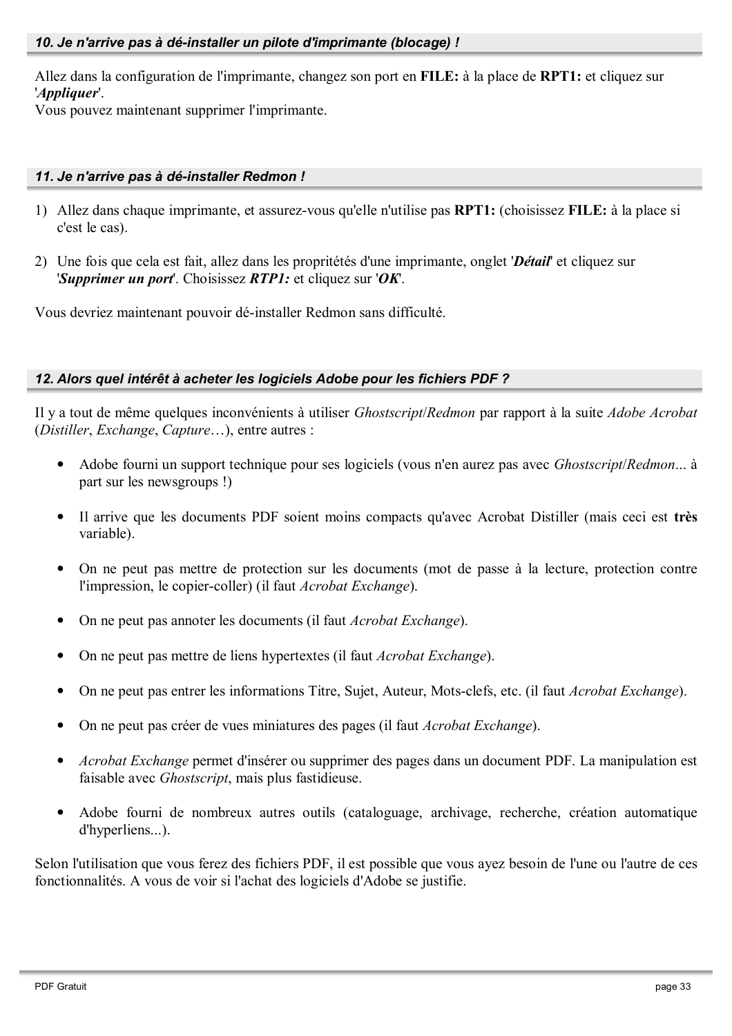### *10. Je n'arrive pas à dé-installer un pilote d'imprimante (blocage) !*

Allez dans la configuration de l'imprimante, changez son port en **FILE:** à la place de **RPT1:** et cliquez sur '***Appliquer***'.
Vous pouvez maintenant supprimer l'imprimante.

### *11. Je n'arrive pas à dé-installer Redmon !*

1) Allez dans chaque imprimante, et assurez-vous qu'elle n'utilise pas **RPT1:** (choisissez **FILE:** à la place si c'est le cas).

2) Une fois que cela est fait, allez dans les propriétés d'une imprimante, onglet '***Détail***' et cliquez sur '***Supprimer un port***'. Choisissez ***RTP1:*** et cliquez sur '***OK***'.

Vous devriez maintenant pouvoir dé-installer Redmon sans difficulté.

### *12. Alors quel intérêt à acheter les logiciels Adobe pour les fichiers PDF ?*

Il y a tout de même quelques inconvénients à utiliser *Ghostscript*/*Redmon* par rapport à la suite *Adobe Acrobat* (*Distiller*, *Exchange*, *Capture*…), entre autres :

- Adobe fourni un support technique pour ses logiciels (vous n'en aurez pas avec *Ghostscript*/*Redmon*... à part sur les newsgroups !)
- Il arrive que les documents PDF soient moins compacts qu'avec Acrobat Distiller (mais ceci est **très** variable).
- On ne peut pas mettre de protection sur les documents (mot de passe à la lecture, protection contre l'impression, le copier-coller) (il faut *Acrobat Exchange*).
- On ne peut pas annoter les documents (il faut *Acrobat Exchange*).
- On ne peut pas mettre de liens hypertextes (il faut *Acrobat Exchange*).
- On ne peut pas entrer les informations Titre, Sujet, Auteur, Mots-clefs, etc. (il faut *Acrobat Exchange*).
- On ne peut pas créer de vues miniatures des pages (il faut *Acrobat Exchange*).
- *Acrobat Exchange* permet d'insérer ou supprimer des pages dans un document PDF. La manipulation est faisable avec *Ghostscript*, mais plus fastidieuse.
- Adobe fourni de nombreux autres outils (cataloguage, archivage, recherche, création automatique d'hyperliens...).

Selon l'utilisation que vous ferez des fichiers PDF, il est possible que vous ayez besoin de l'une ou l'autre de ces fonctionnalités. A vous de voir si l'achat des logiciels d'Adobe se justifie.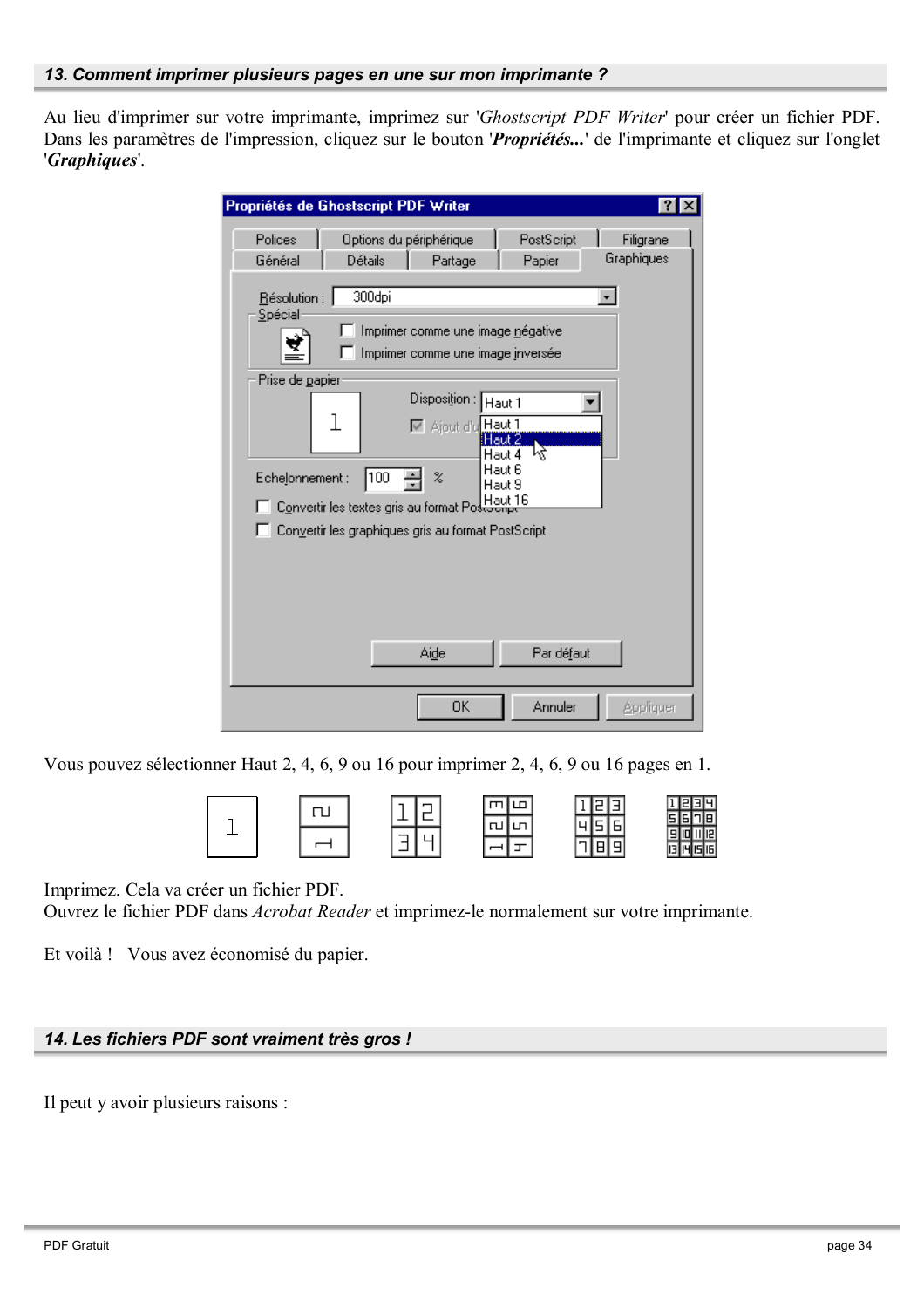## 13. Comment imprimer plusieurs pages en une sur mon imprimante ?

Au lieu d'imprimer sur votre imprimante, imprimez sur '*Ghostscript PDF Writer*' pour créer un fichier PDF. Dans les paramètres de l'impression, cliquez sur le bouton '***Propriétés...***' de l'imprimante et cliquez sur l'onglet '***Graphiques***'.

Vous pouvez sélectionner Haut 2, 4, 6, 9 ou 16 pour imprimer 2, 4, 6, 9 ou 16 pages en 1.

Imprimez. Cela va créer un fichier PDF.
Ouvrez le fichier PDF dans *Acrobat Reader* et imprimez-le normalement sur votre imprimante.

Et voilà ! Vous avez économisé du papier.

## 14. Les fichiers PDF sont vraiment très gros !

Il peut y avoir plusieurs raisons :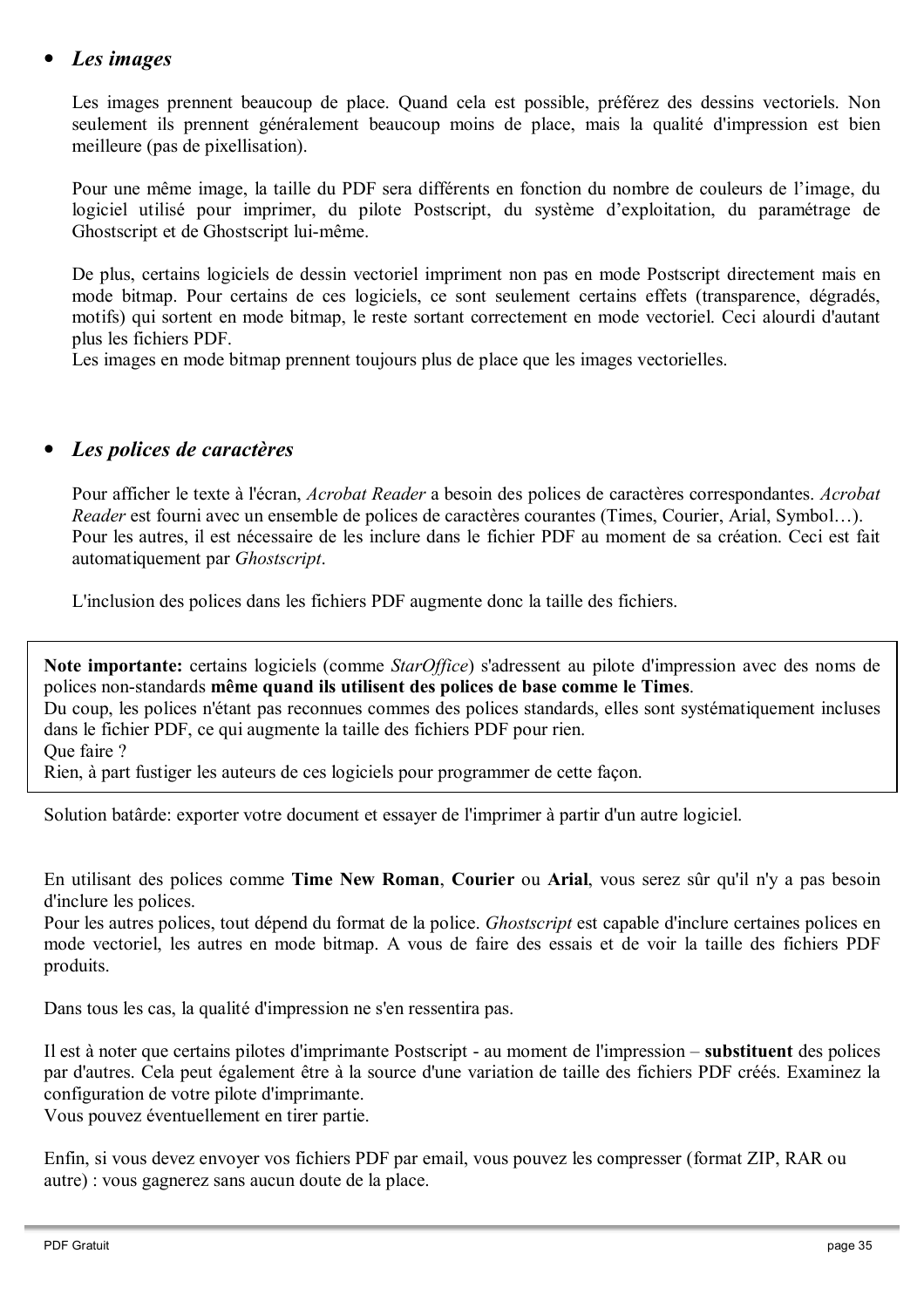- ***Les images***

Les images prennent beaucoup de place. Quand cela est possible, préférez des dessins vectoriels. Non seulement ils prennent généralement beaucoup moins de place, mais la qualité d'impression est bien meilleure (pas de pixellisation).

Pour une même image, la taille du PDF sera différents en fonction du nombre de couleurs de l'image, du logiciel utilisé pour imprimer, du pilote Postscript, du système d'exploitation, du paramétrage de Ghostscript et de Ghostscript lui-même.

De plus, certains logiciels de dessin vectoriel impriment non pas en mode Postscript directement mais en mode bitmap. Pour certains de ces logiciels, ce sont seulement certains effets (transparence, dégradés, motifs) qui sortent en mode bitmap, le reste sortant correctement en mode vectoriel. Ceci alourdi d'autant plus les fichiers PDF.
Les images en mode bitmap prennent toujours plus de place que les images vectorielles.

- ***Les polices de caractères***

Pour afficher le texte à l'écran, *Acrobat Reader* a besoin des polices de caractères correspondantes. *Acrobat Reader* est fourni avec un ensemble de polices de caractères courantes (Times, Courier, Arial, Symbol…).
Pour les autres, il est nécessaire de les inclure dans le fichier PDF au moment de sa création. Ceci est fait automatiquement par *Ghostscript*.

L'inclusion des polices dans les fichiers PDF augmente donc la taille des fichiers.

> **Note importante:** certains logiciels (comme *StarOffice*) s'adressent au pilote d'impression avec des noms de polices non-standards **même quand ils utilisent des polices de base comme le Times**.
> Du coup, les polices n'étant pas reconnues commes des polices standards, elles sont systématiquement incluses dans le fichier PDF, ce qui augmente la taille des fichiers PDF pour rien.
> Que faire ?
> Rien, à part fustiger les auteurs de ces logiciels pour programmer de cette façon.

Solution batârde: exporter votre document et essayer de l'imprimer à partir d'un autre logiciel.

En utilisant des polices comme **Time New Roman**, **Courier** ou **Arial**, vous serez sûr qu'il n'y a pas besoin d'inclure les polices.
Pour les autres polices, tout dépend du format de la police. *Ghostscript* est capable d'inclure certaines polices en mode vectoriel, les autres en mode bitmap. A vous de faire des essais et de voir la taille des fichiers PDF produits.

Dans tous les cas, la qualité d'impression ne s'en ressentira pas.

Il est à noter que certains pilotes d'imprimante Postscript - au moment de l'impression – **substituent** des polices par d'autres. Cela peut également être à la source d'une variation de taille des fichiers PDF créés. Examinez la configuration de votre pilote d'imprimante.
Vous pouvez éventuellement en tirer partie.

Enfin, si vous devez envoyer vos fichiers PDF par email, vous pouvez les compresser (format ZIP, RAR ou autre) : vous gagnerez sans aucun doute de la place.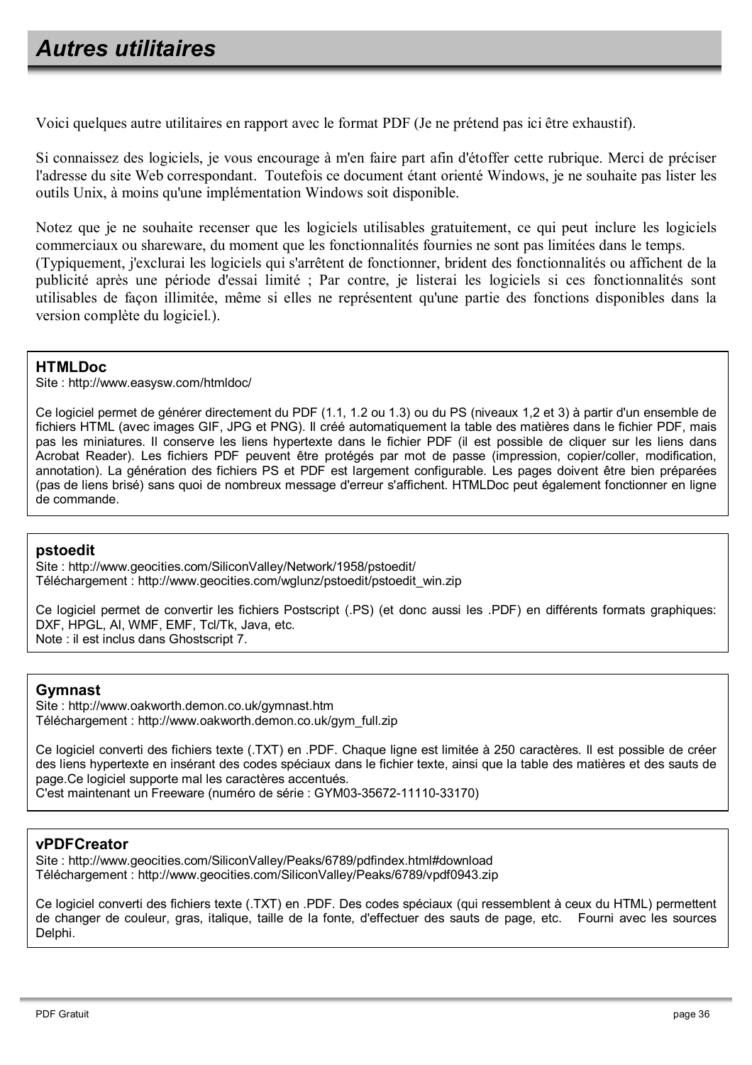# *Autres utilitaires*

Voici quelques autre utilitaires en rapport avec le format PDF (Je ne prétend pas ici être exhaustif).

Si connaissez des logiciels, je vous encourage à m'en faire part afin d'étoffer cette rubrique. Merci de préciser l'adresse du site Web correspondant. Toutefois ce document étant orienté Windows, je ne souhaite pas lister les outils Unix, à moins qu'une implémentation Windows soit disponible.

Notez que je ne souhaite recenser que les logiciels utilisables gratuitement, ce qui peut inclure les logiciels commerciaux ou shareware, du moment que les fonctionnalités fournies ne sont pas limitées dans le temps.
(Typiquement, j'exclurai les logiciels qui s'arrêtent de fonctionner, brident des fonctionnalités ou affichent de la publicité après une période d'essai limité ; Par contre, je listerai les logiciels si ces fonctionnalités sont utilisables de façon illimitée, même si elles ne représentent qu'une partie des fonctions disponibles dans la version complète du logiciel.).

**HTMLDoc**
Site : http://www.easysw.com/htmldoc/

Ce logiciel permet de générer directement du PDF (1.1, 1.2 ou 1.3) ou du PS (niveaux 1,2 et 3) à partir d'un ensemble de fichiers HTML (avec images GIF, JPG et PNG). Il créé automatiquement la table des matières dans le fichier PDF, mais pas les miniatures. Il conserve les liens hypertexte dans le fichier PDF (il est possible de cliquer sur les liens dans Acrobat Reader). Les fichiers PDF peuvent être protégés par mot de passe (impression, copier/coller, modification, annotation). La génération des fichiers PS et PDF est largement configurable. Les pages doivent être bien préparées (pas de liens brisé) sans quoi de nombreux message d'erreur s'affichent. HTMLDoc peut également fonctionner en ligne de commande.

**pstoedit**
Site : http://www.geocities.com/SiliconValley/Network/1958/pstoedit/
Téléchargement : http://www.geocities.com/wglunz/pstoedit/pstoedit_win.zip

Ce logiciel permet de convertir les fichiers Postscript (.PS) (et donc aussi les .PDF) en différents formats graphiques: DXF, HPGL, AI, WMF, EMF, Tcl/Tk, Java, etc.
Note : il est inclus dans Ghostscript 7.

**Gymnast**
Site : http://www.oakworth.demon.co.uk/gymnast.htm
Téléchargement : http://www.oakworth.demon.co.uk/gym_full.zip

Ce logiciel converti des fichiers texte (.TXT) en .PDF. Chaque ligne est limitée à 250 caractères. Il est possible de créer des liens hypertexte en insérant des codes spéciaux dans le fichier texte, ainsi que la table des matières et des sauts de page.Ce logiciel supporte mal les caractères accentués.
C'est maintenant un Freeware (numéro de série : GYM03-35672-11110-33170)

**vPDFCreator**
Site : http://www.geocities.com/SiliconValley/Peaks/6789/pdfindex.html#download
Téléchargement : http://www.geocities.com/SiliconValley/Peaks/6789/vpdf0943.zip

Ce logiciel converti des fichiers texte (.TXT) en .PDF. Des codes spéciaux (qui ressemblent à ceux du HTML) permettent de changer de couleur, gras, italique, taille de la fonte, d'effectuer des sauts de page, etc. Fourni avec les sources Delphi.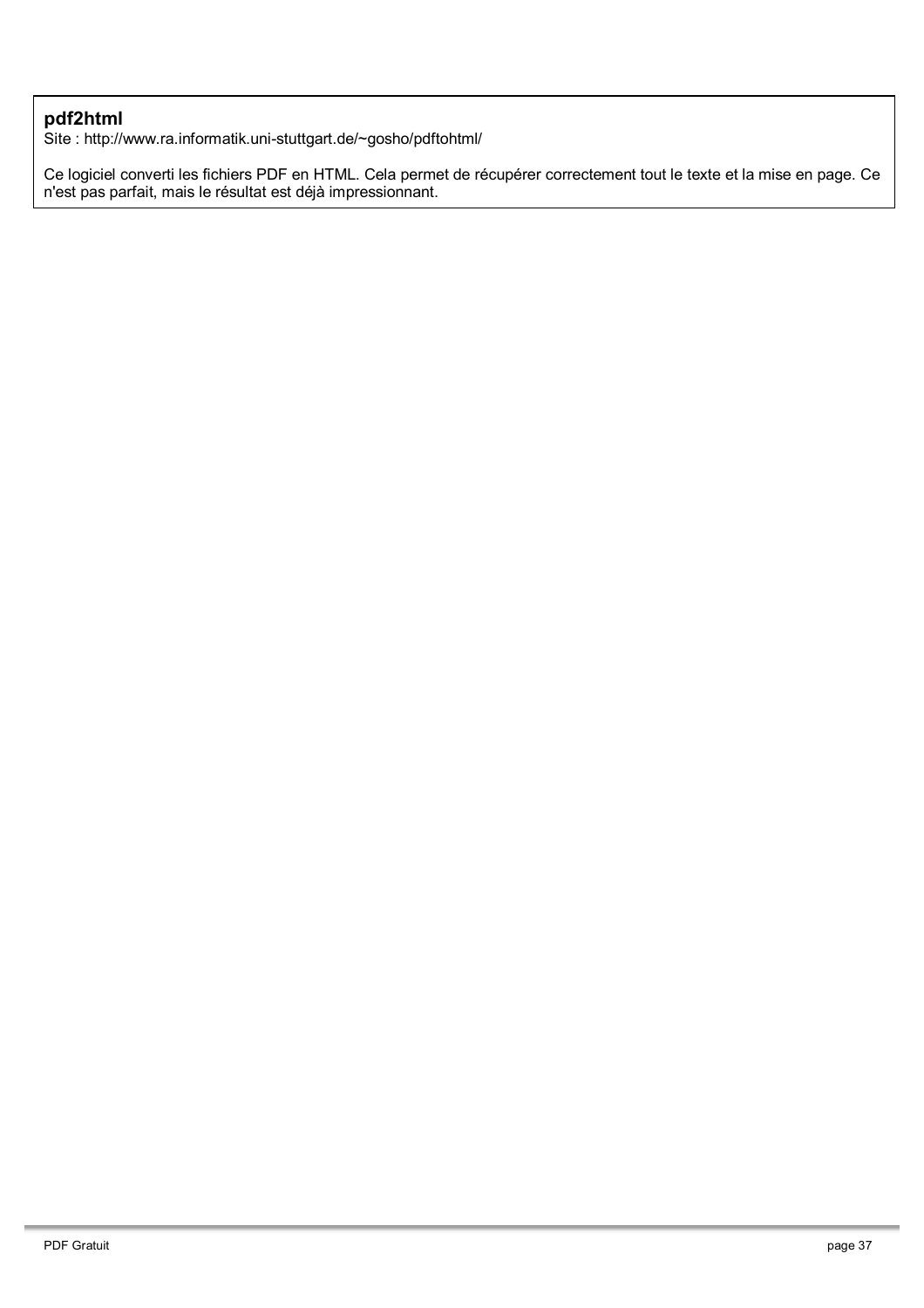**pdf2html**
Site : http://www.ra.informatik.uni-stuttgart.de/~gosho/pdftohtml/

Ce logiciel converti les fichiers PDF en HTML. Cela permet de récupérer correctement tout le texte et la mise en page. Ce n'est pas parfait, mais le résultat est déjà impressionnant.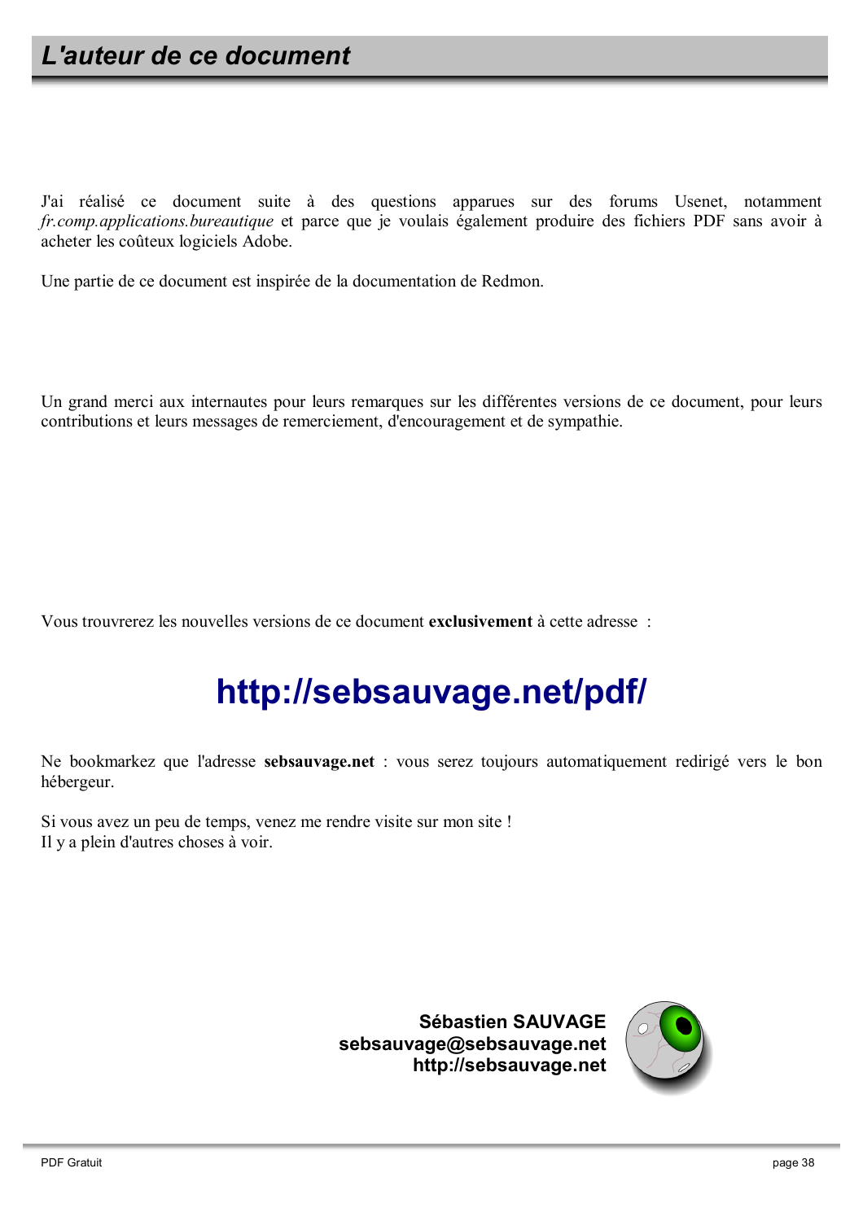# L'auteur de ce document

J'ai réalisé ce document suite à des questions apparues sur des forums Usenet, notamment *fr.comp.applications.bureautique* et parce que je voulais également produire des fichiers PDF sans avoir à acheter les coûteux logiciels Adobe.

Une partie de ce document est inspirée de la documentation de Redmon.

Un grand merci aux internautes pour leurs remarques sur les différentes versions de ce document, pour leurs contributions et leurs messages de remerciement, d'encouragement et de sympathie.

Vous trouvrerez les nouvelles versions de ce document **exclusivement** à cette adresse :

## http://sebsauvage.net/pdf/

Ne bookmarkez que l'adresse **sebsauvage.net** : vous serez toujours automatiquement redirigé vers le bon hébergeur.

Si vous avez un peu de temps, venez me rendre visite sur mon site !
Il y a plein d'autres choses à voir.

**Sébastien SAUVAGE**
**sebsauvage@sebsauvage.net**
**http://sebsauvage.net**